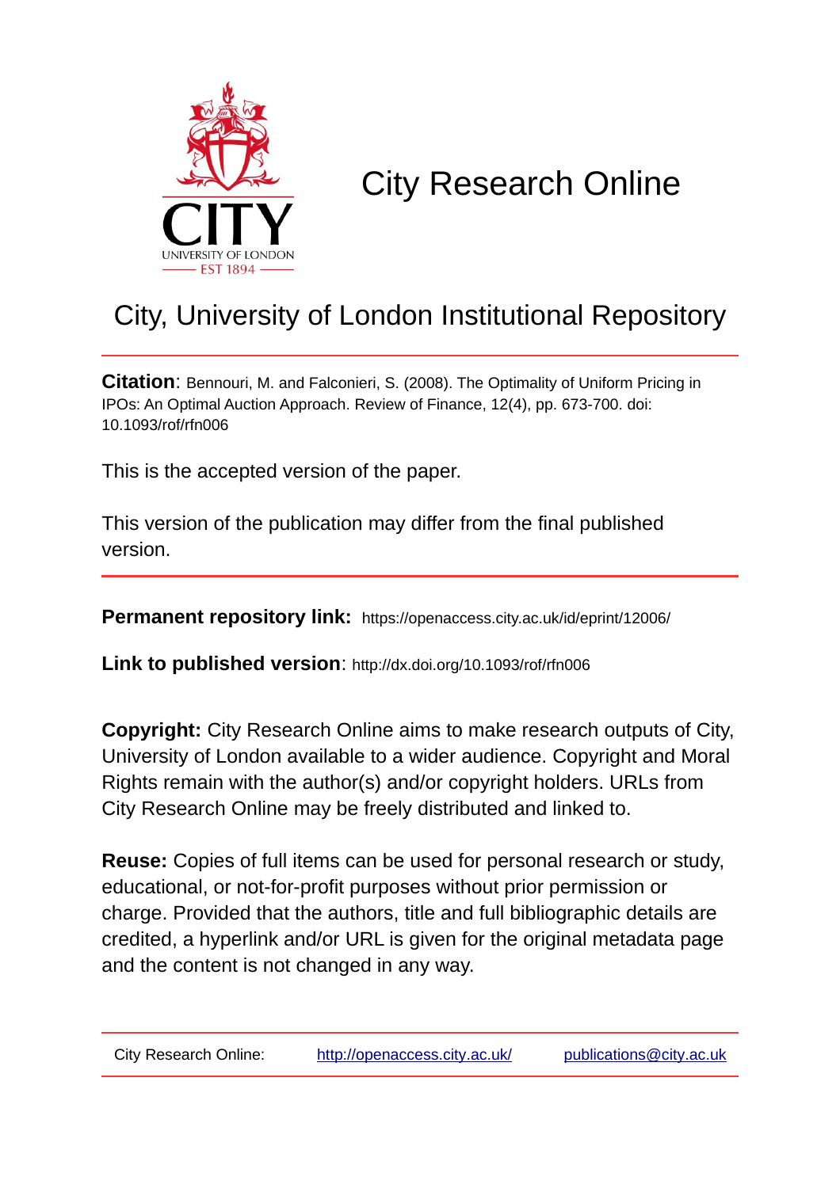# City Research Online

## City, University of London Institutional Repository

**Citation**: Bennouri, M. and Falconieri, S. (2008). The Optimality of Uniform Pricing in IPOs: An Optimal Auction Approach. Review of Finance, 12(4), pp. 673-700. doi: 10.1093/rof/rfn006

This is the accepted version of the paper.

This version of the publication may differ from the final published version.

---

**Permanent repository link:** https://openaccess.city.ac.uk/id/eprint/12006/

**Link to published version**: http://dx.doi.org/10.1093/rof/rfn006

**Copyright:** City Research Online aims to make research outputs of City, University of London available to a wider audience. Copyright and Moral Rights remain with the author(s) and/or copyright holders. URLs from City Research Online may be freely distributed and linked to.

**Reuse:** Copies of full items can be used for personal research or study, educational, or not-for-profit purposes without prior permission or charge. Provided that the authors, title and full bibliographic details are credited, a hyperlink and/or URL is given for the original metadata page and the content is not changed in any way.

---

City Research Online: http://openaccess.city.ac.uk/ publications@city.ac.uk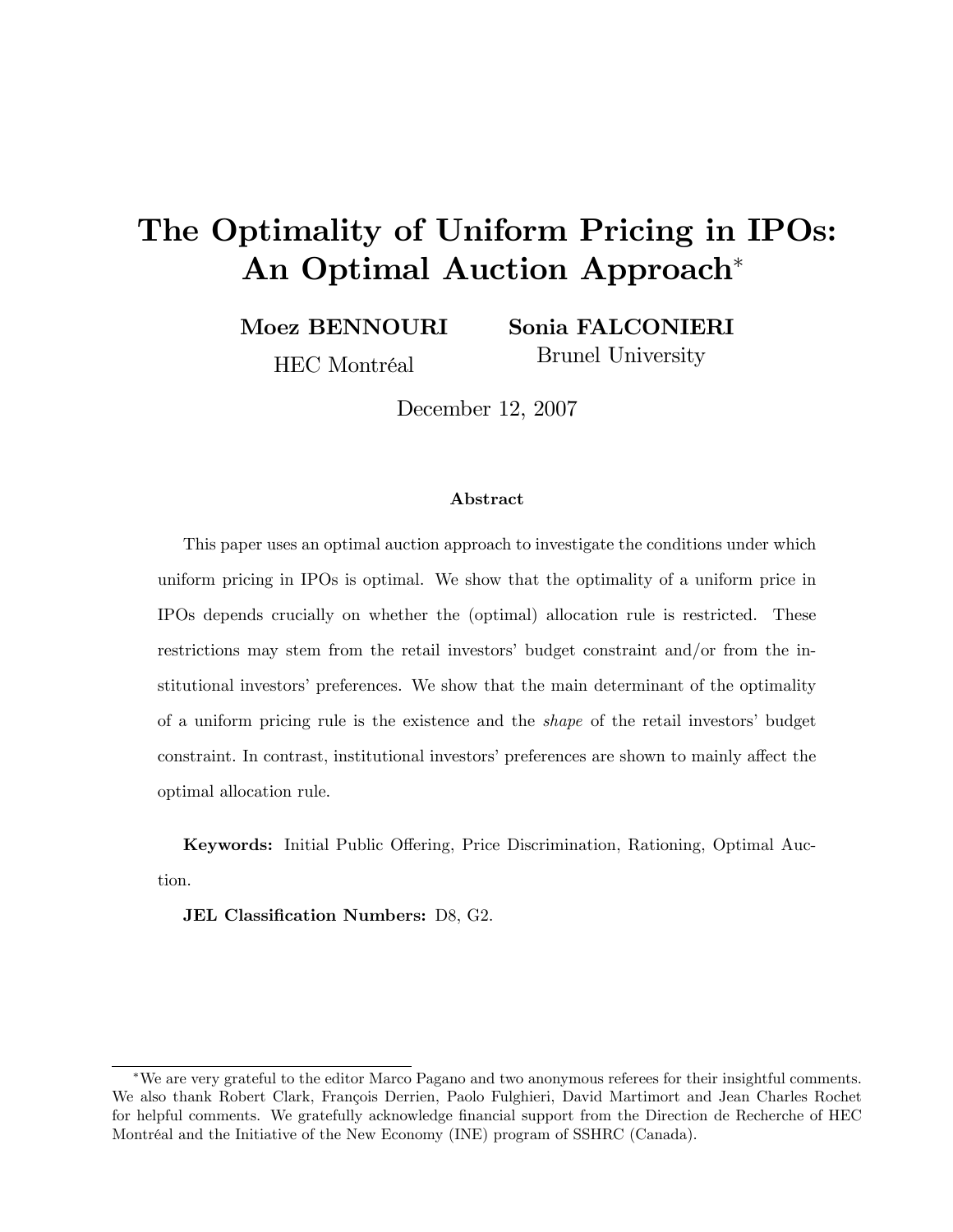# The Optimality of Uniform Pricing in IPOs: An Optimal Auction Approach*

**Moez BENNOURI**
HEC Montréal

**Sonia FALCONIERI**
Brunel University

December 12, 2007

**Abstract**

This paper uses an optimal auction approach to investigate the conditions under which uniform pricing in IPOs is optimal. We show that the optimality of a uniform price in IPOs depends crucially on whether the (optimal) allocation rule is restricted. These restrictions may stem from the retail investors' budget constraint and/or from the institutional investors' preferences. We show that the main determinant of the optimality of a uniform pricing rule is the existence and the *shape* of the retail investors' budget constraint. In contrast, institutional investors' preferences are shown to mainly affect the optimal allocation rule.

**Keywords:** Initial Public Offering, Price Discrimination, Rationing, Optimal Auction.

**JEL Classification Numbers:** D8, G2.

---

*We are very grateful to the editor Marco Pagano and two anonymous referees for their insightful comments. We also thank Robert Clark, François Derrien, Paolo Fulghieri, David Martimort and Jean Charles Rochet for helpful comments. We gratefully acknowledge financial support from the Direction de Recherche of HEC Montréal and the Initiative of the New Economy (INE) program of SSHRC (Canada).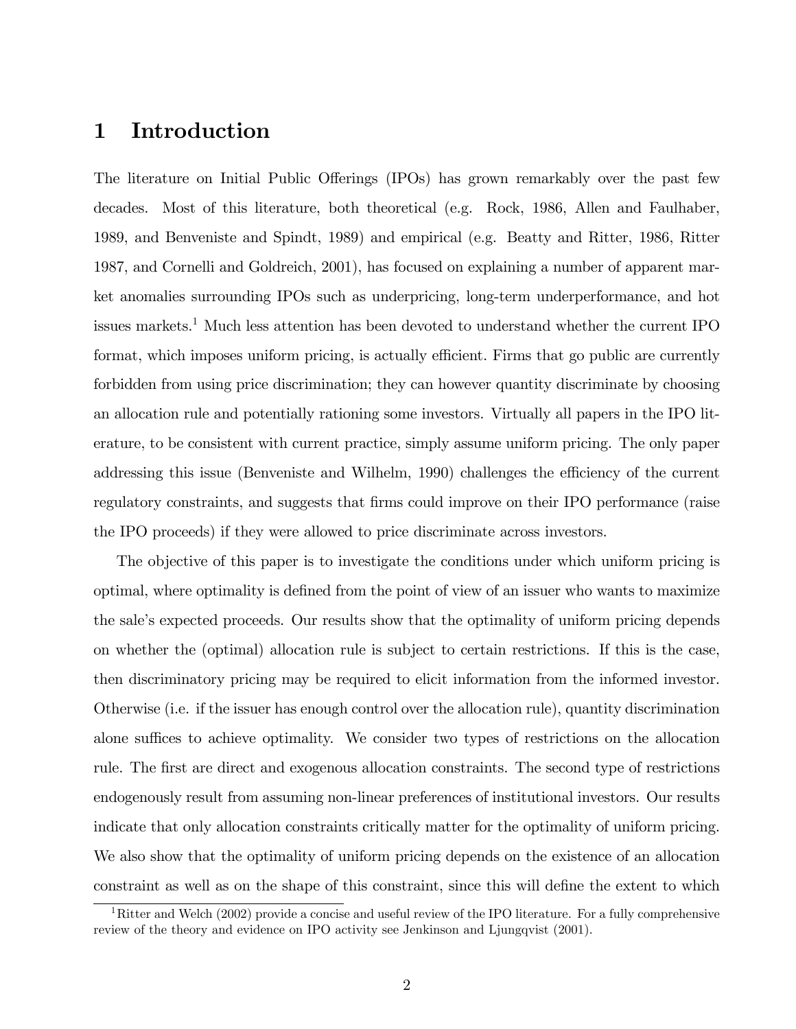# 1 Introduction

The literature on Initial Public Offerings (IPOs) has grown remarkably over the past few decades. Most of this literature, both theoretical (e.g. Rock, 1986, Allen and Faulhaber, 1989, and Benveniste and Spindt, 1989) and empirical (e.g. Beatty and Ritter, 1986, Ritter 1987, and Cornelli and Goldreich, 2001), has focused on explaining a number of apparent market anomalies surrounding IPOs such as underpricing, long-term underperformance, and hot issues markets.[1] Much less attention has been devoted to understand whether the current IPO format, which imposes uniform pricing, is actually efficient. Firms that go public are currently forbidden from using price discrimination; they can however quantity discriminate by choosing an allocation rule and potentially rationing some investors. Virtually all papers in the IPO literature, to be consistent with current practice, simply assume uniform pricing. The only paper addressing this issue (Benveniste and Wilhelm, 1990) challenges the efficiency of the current regulatory constraints, and suggests that firms could improve on their IPO performance (raise the IPO proceeds) if they were allowed to price discriminate across investors.

The objective of this paper is to investigate the conditions under which uniform pricing is optimal, where optimality is defined from the point of view of an issuer who wants to maximize the sale's expected proceeds. Our results show that the optimality of uniform pricing depends on whether the (optimal) allocation rule is subject to certain restrictions. If this is the case, then discriminatory pricing may be required to elicit information from the informed investor. Otherwise (i.e. if the issuer has enough control over the allocation rule), quantity discrimination alone suffices to achieve optimality. We consider two types of restrictions on the allocation rule. The first are direct and exogenous allocation constraints. The second type of restrictions endogenously result from assuming non-linear preferences of institutional investors. Our results indicate that only allocation constraints critically matter for the optimality of uniform pricing. We also show that the optimality of uniform pricing depends on the existence of an allocation constraint as well as on the shape of this constraint, since this will define the extent to which

[1] Ritter and Welch (2002) provide a concise and useful review of the IPO literature. For a fully comprehensive review of the theory and evidence on IPO activity see Jenkinson and Ljungqvist (2001).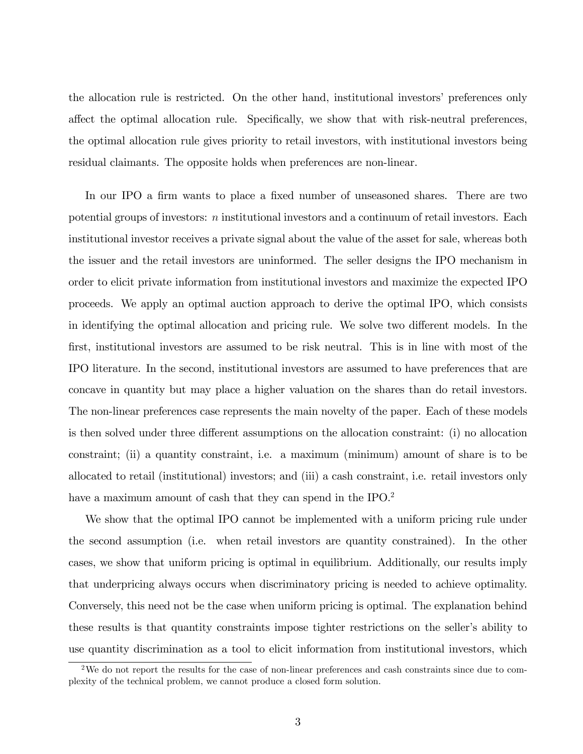the allocation rule is restricted. On the other hand, institutional investors' preferences only affect the optimal allocation rule. Specifically, we show that with risk-neutral preferences, the optimal allocation rule gives priority to retail investors, with institutional investors being residual claimants. The opposite holds when preferences are non-linear.

In our IPO a firm wants to place a fixed number of unseasoned shares. There are two potential groups of investors: $n$ institutional investors and a continuum of retail investors. Each institutional investor receives a private signal about the value of the asset for sale, whereas both the issuer and the retail investors are uninformed. The seller designs the IPO mechanism in order to elicit private information from institutional investors and maximize the expected IPO proceeds. We apply an optimal auction approach to derive the optimal IPO, which consists in identifying the optimal allocation and pricing rule. We solve two different models. In the first, institutional investors are assumed to be risk neutral. This is in line with most of the IPO literature. In the second, institutional investors are assumed to have preferences that are concave in quantity but may place a higher valuation on the shares than do retail investors. The non-linear preferences case represents the main novelty of the paper. Each of these models is then solved under three different assumptions on the allocation constraint: (i) no allocation constraint; (ii) a quantity constraint, i.e. a maximum (minimum) amount of share is to be allocated to retail (institutional) investors; and (iii) a cash constraint, i.e. retail investors only have a maximum amount of cash that they can spend in the IPO.[2]

We show that the optimal IPO cannot be implemented with a uniform pricing rule under the second assumption (i.e. when retail investors are quantity constrained). In the other cases, we show that uniform pricing is optimal in equilibrium. Additionally, our results imply that underpricing always occurs when discriminatory pricing is needed to achieve optimality. Conversely, this need not be the case when uniform pricing is optimal. The explanation behind these results is that quantity constraints impose tighter restrictions on the seller's ability to use quantity discrimination as a tool to elicit information from institutional investors, which

[2] We do not report the results for the case of non-linear preferences and cash constraints since due to complexity of the technical problem, we cannot produce a closed form solution.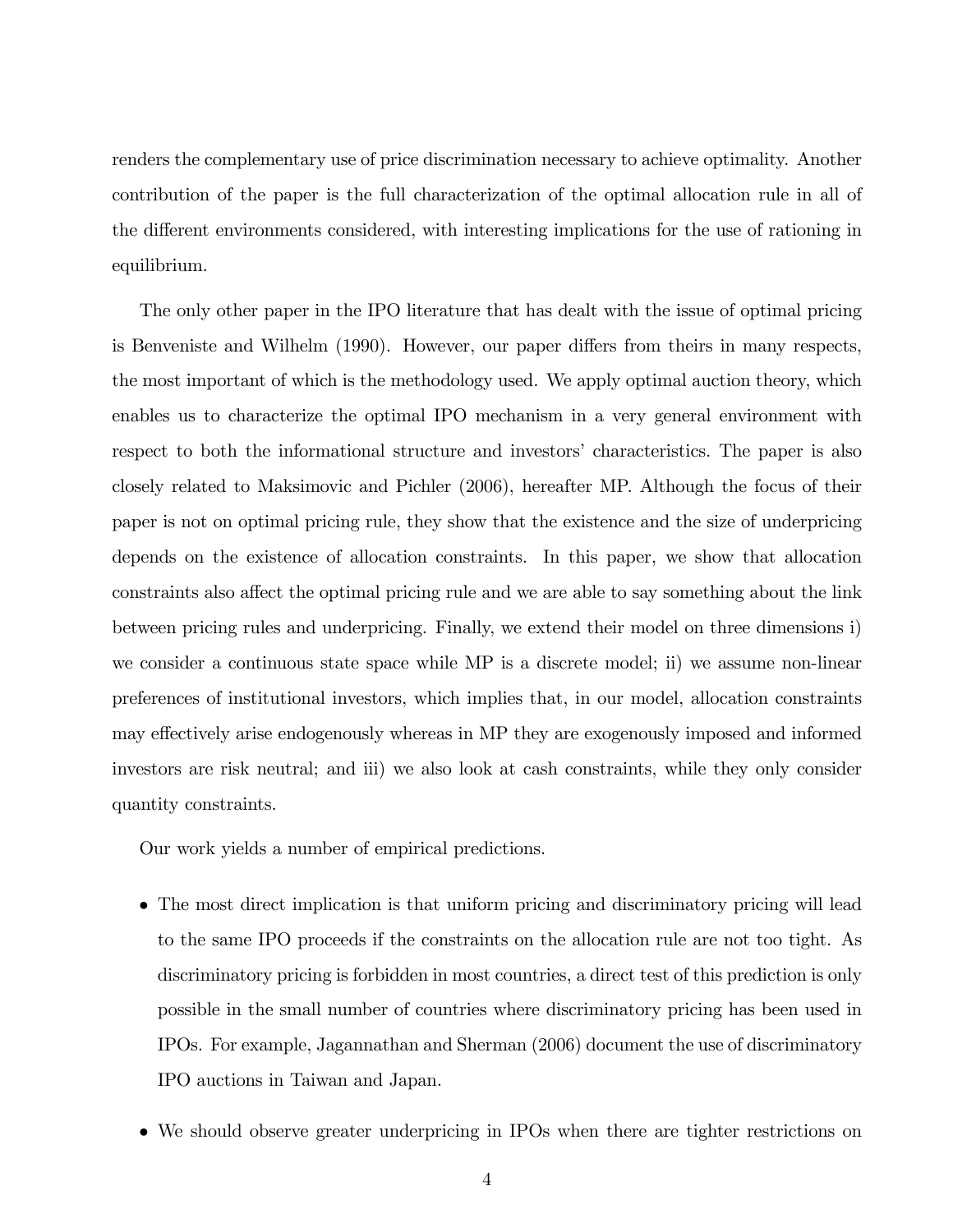renders the complementary use of price discrimination necessary to achieve optimality. Another contribution of the paper is the full characterization of the optimal allocation rule in all of the different environments considered, with interesting implications for the use of rationing in equilibrium.

The only other paper in the IPO literature that has dealt with the issue of optimal pricing is Benveniste and Wilhelm (1990). However, our paper differs from theirs in many respects, the most important of which is the methodology used. We apply optimal auction theory, which enables us to characterize the optimal IPO mechanism in a very general environment with respect to both the informational structure and investors' characteristics. The paper is also closely related to Maksimovic and Pichler (2006), hereafter MP. Although the focus of their paper is not on optimal pricing rule, they show that the existence and the size of underpricing depends on the existence of allocation constraints. In this paper, we show that allocation constraints also affect the optimal pricing rule and we are able to say something about the link between pricing rules and underpricing. Finally, we extend their model on three dimensions i) we consider a continuous state space while MP is a discrete model; ii) we assume non-linear preferences of institutional investors, which implies that, in our model, allocation constraints may effectively arise endogenously whereas in MP they are exogenously imposed and informed investors are risk neutral; and iii) we also look at cash constraints, while they only consider quantity constraints.

Our work yields a number of empirical predictions.

- The most direct implication is that uniform pricing and discriminatory pricing will lead to the same IPO proceeds if the constraints on the allocation rule are not too tight. As discriminatory pricing is forbidden in most countries, a direct test of this prediction is only possible in the small number of countries where discriminatory pricing has been used in IPOs. For example, Jagannathan and Sherman (2006) document the use of discriminatory IPO auctions in Taiwan and Japan.
- We should observe greater underpricing in IPOs when there are tighter restrictions on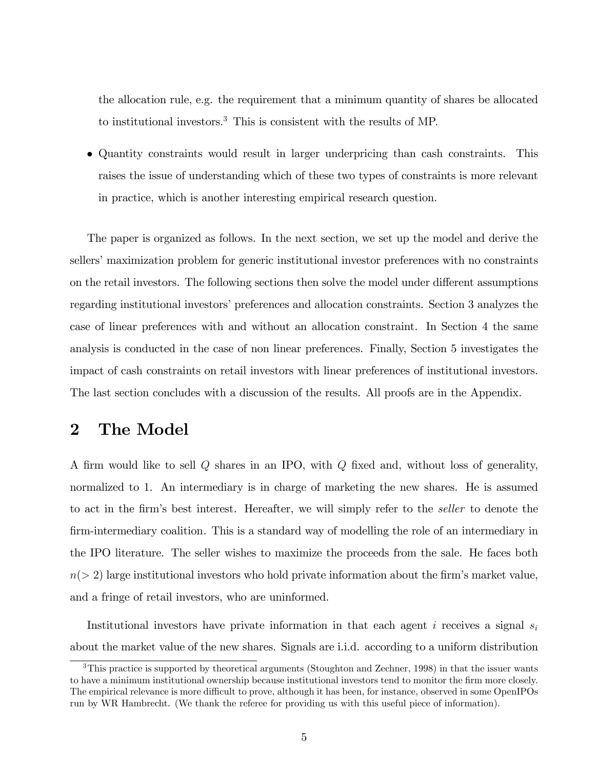the allocation rule, e.g. the requirement that a minimum quantity of shares be allocated to institutional investors.[3] This is consistent with the results of MP.

- Quantity constraints would result in larger underpricing than cash constraints. This raises the issue of understanding which of these two types of constraints is more relevant in practice, which is another interesting empirical research question.

The paper is organized as follows. In the next section, we set up the model and derive the sellers' maximization problem for generic institutional investor preferences with no constraints on the retail investors. The following sections then solve the model under different assumptions regarding institutional investors' preferences and allocation constraints. Section 3 analyzes the case of linear preferences with and without an allocation constraint. In Section 4 the same analysis is conducted in the case of non linear preferences. Finally, Section 5 investigates the impact of cash constraints on retail investors with linear preferences of institutional investors. The last section concludes with a discussion of the results. All proofs are in the Appendix.

## 2 The Model

A firm would like to sell $Q$ shares in an IPO, with $Q$ fixed and, without loss of generality, normalized to 1. An intermediary is in charge of marketing the new shares. He is assumed to act in the firm's best interest. Hereafter, we will simply refer to the *seller* to denote the firm-intermediary coalition. This is a standard way of modelling the role of an intermediary in the IPO literature. The seller wishes to maximize the proceeds from the sale. He faces both $n(> 2)$ large institutional investors who hold private information about the firm's market value, and a fringe of retail investors, who are uninformed.

Institutional investors have private information in that each agent $i$ receives a signal $s_i$ about the market value of the new shares. Signals are i.i.d. according to a uniform distribution

[3] This practice is supported by theoretical arguments (Stoughton and Zechner, 1998) in that the issuer wants to have a minimum institutional ownership because institutional investors tend to monitor the firm more closely. The empirical relevance is more difficult to prove, although it has been, for instance, observed in some OpenIPOs run by WR Hambrecht. (We thank the referee for providing us with this useful piece of information).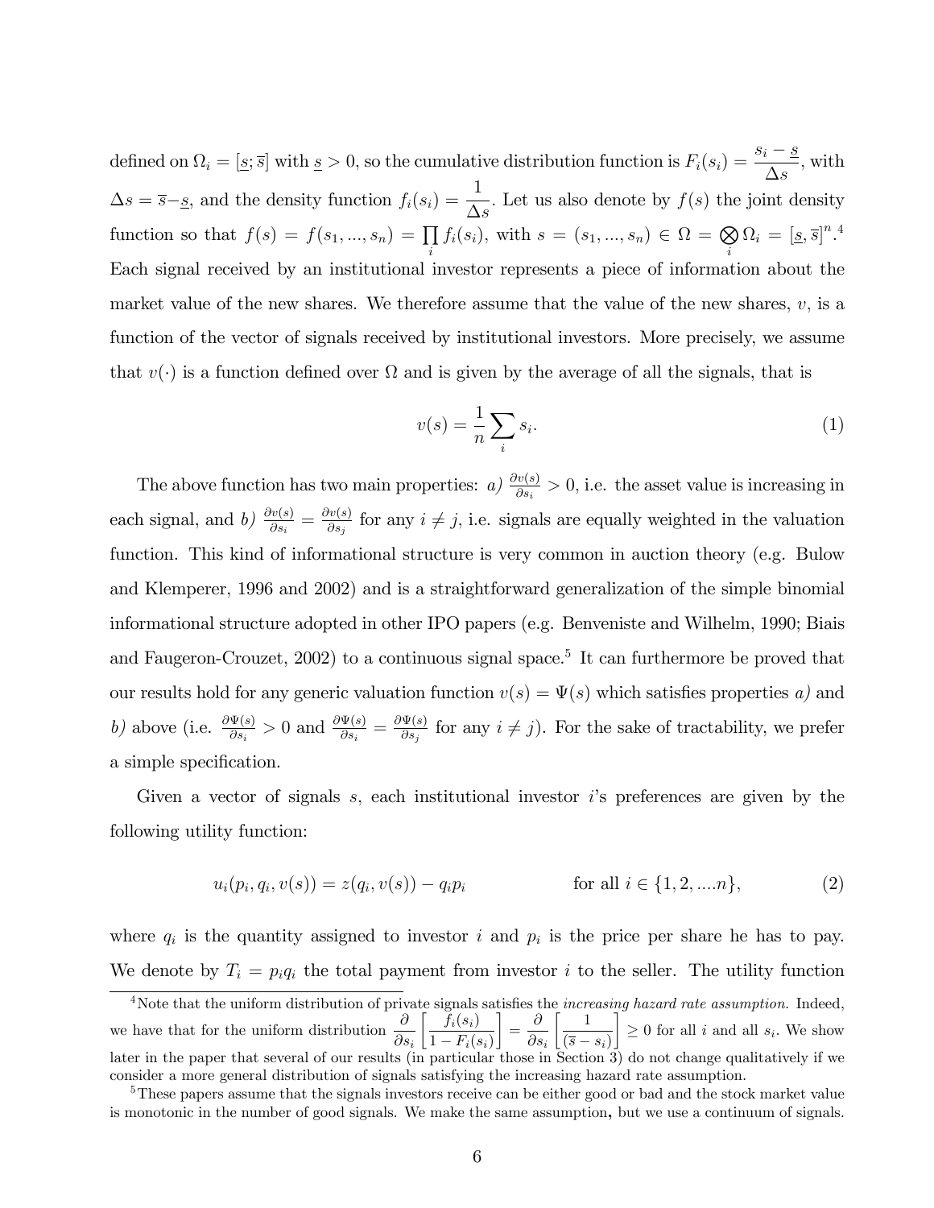defined on $\Omega_i = [\underline{s}; \overline{s}]$ with $\underline{s} > 0$, so the cumulative distribution function is $F_i(s_i) = \dfrac{s_i - \underline{s}}{\Delta s}$, with $\Delta s = \overline{s} - \underline{s}$, and the density function $f_i(s_i) = \dfrac{1}{\Delta s}$. Let us also denote by $f(s)$ the joint density function so that $f(s) = f(s_1, ..., s_n) = \prod_i f_i(s_i)$, with $s = (s_1, ..., s_n) \in \Omega = \bigotimes_i \Omega_i = [\underline{s}, \overline{s}]^n$.[4] Each signal received by an institutional investor represents a piece of information about the market value of the new shares. We therefore assume that the value of the new shares, $v$, is a function of the vector of signals received by institutional investors. More precisely, we assume that $v(\cdot)$ is a function defined over $\Omega$ and is given by the average of all the signals, that is

$$v(s) = \frac{1}{n} \sum_i s_i. \tag{1}$$

The above function has two main properties: *a)* $\frac{\partial v(s)}{\partial s_i} > 0$, i.e. the asset value is increasing in each signal, and *b)* $\frac{\partial v(s)}{\partial s_i} = \frac{\partial v(s)}{\partial s_j}$ for any $i \neq j$, i.e. signals are equally weighted in the valuation function. This kind of informational structure is very common in auction theory (e.g. Bulow and Klemperer, 1996 and 2002) and is a straightforward generalization of the simple binomial informational structure adopted in other IPO papers (e.g. Benveniste and Wilhelm, 1990; Biais and Faugeron-Crouzet, 2002) to a continuous signal space.[5] It can furthermore be proved that our results hold for any generic valuation function $v(s) = \Psi(s)$ which satisfies properties *a)* and *b)* above (i.e. $\frac{\partial \Psi(s)}{\partial s_i} > 0$ and $\frac{\partial \Psi(s)}{\partial s_i} = \frac{\partial \Psi(s)}{\partial s_j}$ for any $i \neq j$). For the sake of tractability, we prefer a simple specification.

Given a vector of signals $s$, each institutional investor $i$'s preferences are given by the following utility function:

$$u_i(p_i, q_i, v(s)) = z(q_i, v(s)) - q_i p_i \qquad \text{for all } i \in \{1, 2, ....n\}, \tag{2}$$

where $q_i$ is the quantity assigned to investor $i$ and $p_i$ is the price per share he has to pay. We denote by $T_i = p_i q_i$ the total payment from investor $i$ to the seller. The utility function

---

[4] Note that the uniform distribution of private signals satisfies the *increasing hazard rate assumption.* Indeed, we have that for the uniform distribution $\dfrac{\partial}{\partial s_i}\left[\dfrac{f_i(s_i)}{1 - F_i(s_i)}\right] = \dfrac{\partial}{\partial s_i}\left[\dfrac{1}{(\overline{s} - s_i)}\right] \geq 0$ for all $i$ and all $s_i$. We show later in the paper that several of our results (in particular those in Section 3) do not change qualitatively if we consider a more general distribution of signals satisfying the increasing hazard rate assumption.

[5] These papers assume that the signals investors receive can be either good or bad and the stock market value is monotonic in the number of good signals. We make the same assumption, but we use a continuum of signals.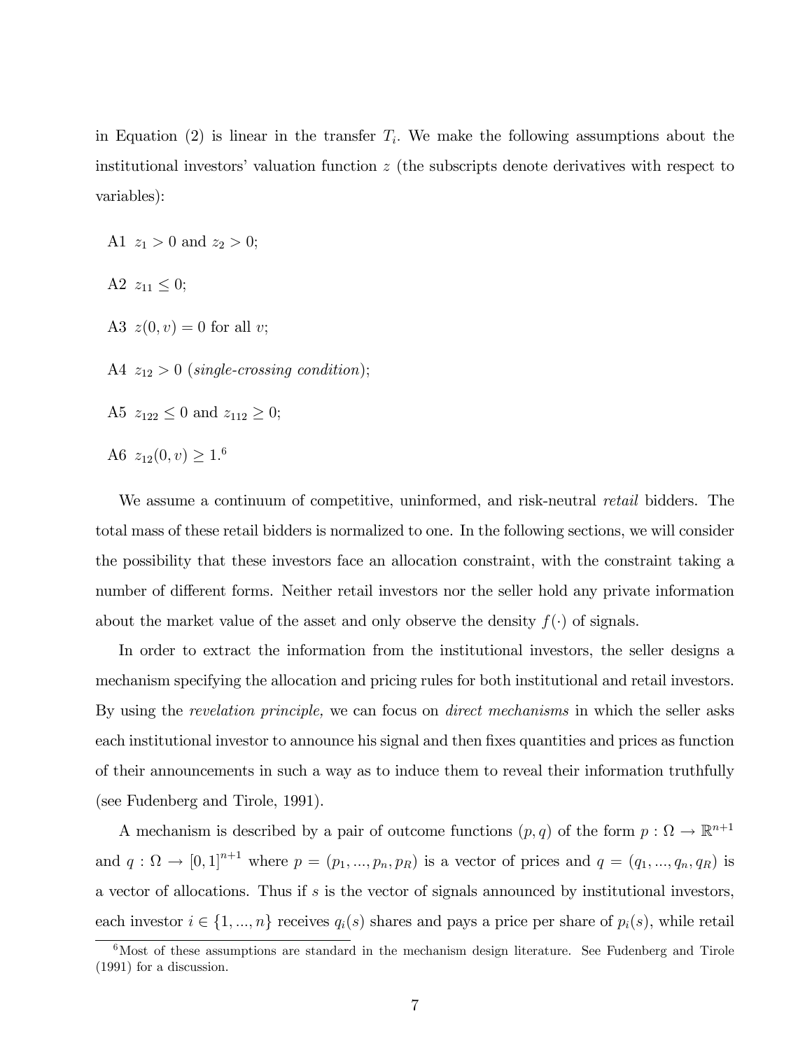in Equation (2) is linear in the transfer $T_i$. We make the following assumptions about the institutional investors' valuation function $z$ (the subscripts denote derivatives with respect to variables):

A1 $z_1 > 0$ and $z_2 > 0$;

A2 $z_{11} \leq 0$;

A3 $z(0, v) = 0$ for all $v$;

A4 $z_{12} > 0$ (*single-crossing condition*);

A5 $z_{122} \leq 0$ and $z_{112} \geq 0$;

A6 $z_{12}(0, v) \geq 1$.[6]

We assume a continuum of competitive, uninformed, and risk-neutral *retail* bidders. The total mass of these retail bidders is normalized to one. In the following sections, we will consider the possibility that these investors face an allocation constraint, with the constraint taking a number of different forms. Neither retail investors nor the seller hold any private information about the market value of the asset and only observe the density $f(\cdot)$ of signals.

In order to extract the information from the institutional investors, the seller designs a mechanism specifying the allocation and pricing rules for both institutional and retail investors. By using the *revelation principle,* we can focus on *direct mechanisms* in which the seller asks each institutional investor to announce his signal and then fixes quantities and prices as function of their announcements in such a way as to induce them to reveal their information truthfully (see Fudenberg and Tirole, 1991).

A mechanism is described by a pair of outcome functions $(p, q)$ of the form $p : \Omega \to \mathbb{R}^{n+1}$ and $q : \Omega \to [0, 1]^{n+1}$ where $p = (p_1, ..., p_n, p_R)$ is a vector of prices and $q = (q_1, ..., q_n, q_R)$ is a vector of allocations. Thus if $s$ is the vector of signals announced by institutional investors, each investor $i \in \{1, ..., n\}$ receives $q_i(s)$ shares and pays a price per share of $p_i(s)$, while retail

[6] Most of these assumptions are standard in the mechanism design literature. See Fudenberg and Tirole (1991) for a discussion.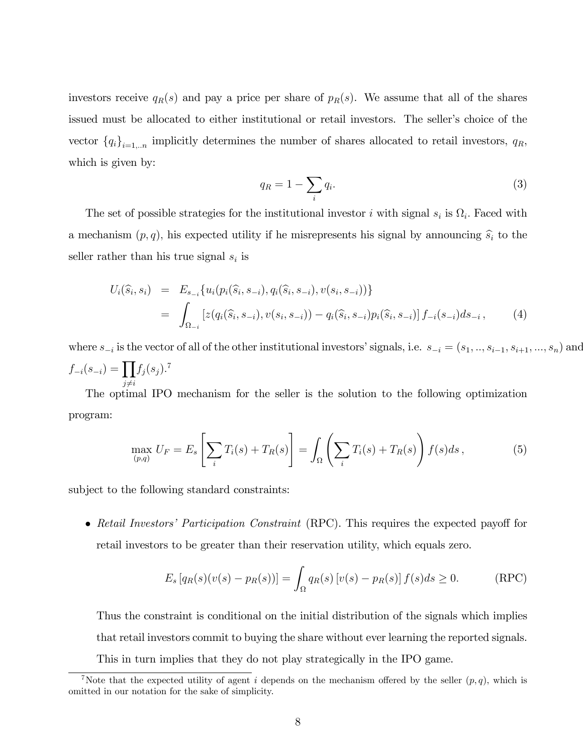investors receive $q_R(s)$ and pay a price per share of $p_R(s)$. We assume that all of the shares issued must be allocated to either institutional or retail investors. The seller's choice of the vector $\{q_i\}_{i=1,..n}$ implicitly determines the number of shares allocated to retail investors, $q_R$, which is given by:

$$q_R = 1 - \sum_i q_i. \tag{3}$$

The set of possible strategies for the institutional investor $i$ with signal $s_i$ is $\Omega_i$. Faced with a mechanism $(p, q)$, his expected utility if he misrepresents his signal by announcing $\widehat{s}_i$ to the seller rather than his true signal $s_i$ is

$$\begin{aligned} U_i(\widehat{s}_i, s_i) &= E_{s_{-i}}\{u_i(p_i(\widehat{s}_i, s_{-i}), q_i(\widehat{s}_i, s_{-i}), v(s_i, s_{-i}))\} \\ &= \int_{\Omega_{-i}} \left[z(q_i(\widehat{s}_i, s_{-i}), v(s_i, s_{-i})) - q_i(\widehat{s}_i, s_{-i})p_i(\widehat{s}_i, s_{-i})\right] f_{-i}(s_{-i})ds_{-i}\,, \end{aligned} \tag{4}$$

where $s_{-i}$ is the vector of all of the other institutional investors' signals, i.e. $s_{-i} = (s_1, .., s_{i-1}, s_{i+1}, ..., s_n)$ and $f_{-i}(s_{-i}) = \prod_{j \neq i} f_j(s_j)$.[7]

The optimal IPO mechanism for the seller is the solution to the following optimization program:

$$\max_{(p,q)} U_F = E_s\left[\sum_i T_i(s) + T_R(s)\right] = \int_\Omega \left(\sum_i T_i(s) + T_R(s)\right) f(s)ds\,, \tag{5}$$

subject to the following standard constraints:

- *Retail Investors' Participation Constraint* (RPC). This requires the expected payoff for retail investors to be greater than their reservation utility, which equals zero.

$$E_s\left[q_R(s)(v(s) - p_R(s))\right] = \int_\Omega q_R(s)\left[v(s) - p_R(s)\right] f(s)ds \geq 0. \tag{RPC}$$

  Thus the constraint is conditional on the initial distribution of the signals which implies that retail investors commit to buying the share without ever learning the reported signals. This in turn implies that they do not play strategically in the IPO game.

[7] Note that the expected utility of agent $i$ depends on the mechanism offered by the seller $(p, q)$, which is omitted in our notation for the sake of simplicity.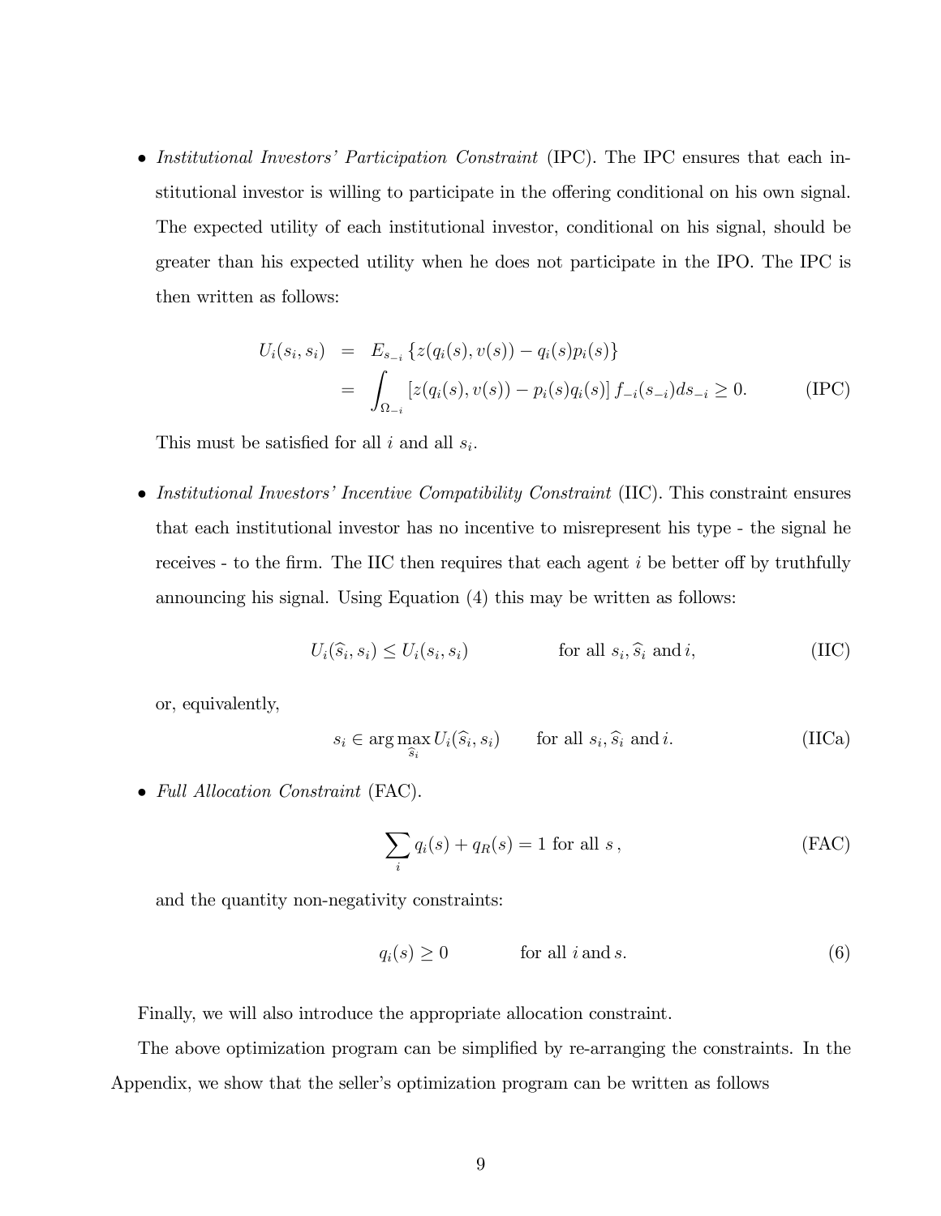- *Institutional Investors' Participation Constraint* (IPC). The IPC ensures that each institutional investor is willing to participate in the offering conditional on his own signal. The expected utility of each institutional investor, conditional on his signal, should be greater than his expected utility when he does not participate in the IPO. The IPC is then written as follows:

$$
\begin{aligned}
U_i(s_i, s_i) &= E_{s_{-i}} \{ z(q_i(s), v(s)) - q_i(s) p_i(s) \} \\
&= \int_{\Omega_{-i}} [z(q_i(s), v(s)) - p_i(s) q_i(s)] \, f_{-i}(s_{-i}) ds_{-i} \geq 0. \qquad \text{(IPC)}
\end{aligned}
$$

  This must be satisfied for all $i$ and all $s_i$.

- *Institutional Investors' Incentive Compatibility Constraint* (IIC). This constraint ensures that each institutional investor has no incentive to misrepresent his type - the signal he receives - to the firm. The IIC then requires that each agent $i$ be better off by truthfully announcing his signal. Using Equation (4) this may be written as follows:

$$
U_i(\widehat{s}_i, s_i) \leq U_i(s_i, s_i) \qquad \text{for all } s_i, \widehat{s}_i \text{ and } i, \qquad \text{(IIC)}
$$

  or, equivalently,

$$
s_i \in \arg\max_{\widehat{s}_i} U_i(\widehat{s}_i, s_i) \qquad \text{for all } s_i, \widehat{s}_i \text{ and } i. \qquad \text{(IICa)}
$$

- *Full Allocation Constraint* (FAC).

$$
\sum_i q_i(s) + q_R(s) = 1 \text{ for all } s\,, \qquad \text{(FAC)}
$$

  and the quantity non-negativity constraints:

$$
q_i(s) \geq 0 \qquad \text{for all } i \text{ and } s. \qquad (6)
$$

Finally, we will also introduce the appropriate allocation constraint.

The above optimization program can be simplified by re-arranging the constraints. In the Appendix, we show that the seller's optimization program can be written as follows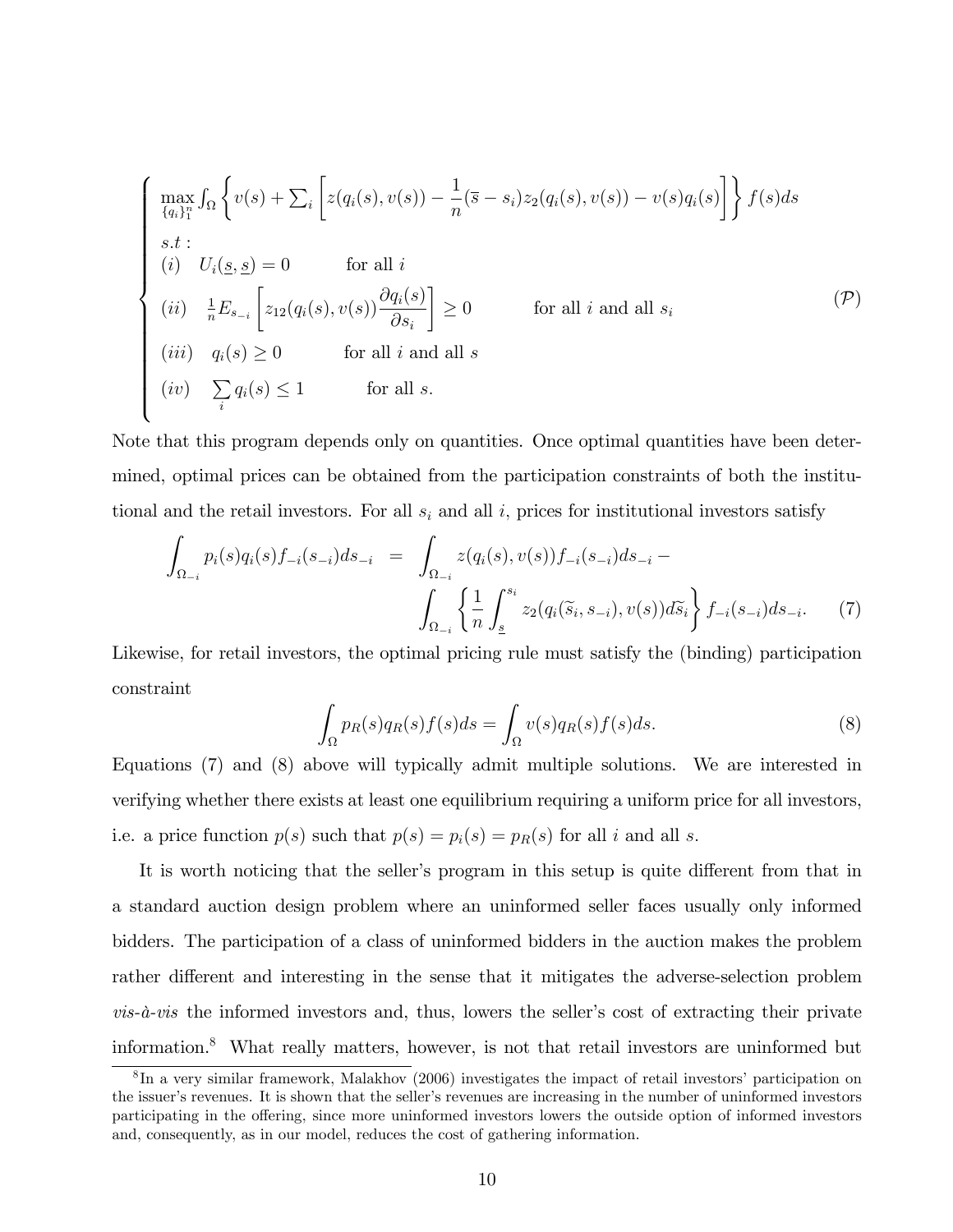$$
\left\{
\begin{array}{ll}
\max\limits_{\{q_i\}_1^n} \int_\Omega \left\{ v(s) + \sum_i \left[ z(q_i(s), v(s)) - \dfrac{1}{n}(\overline{s} - s_i) z_2(q_i(s), v(s)) - v(s) q_i(s) \right] \right\} f(s) ds & \\
s.t: & \\
(i) \quad U_i(\underline{s}, \underline{s}) = 0 \qquad \text{for all } i & \\
(ii) \quad \frac{1}{n} E_{s_{-i}} \left[ z_{12}(q_i(s), v(s)) \dfrac{\partial q_i(s)}{\partial s_i} \right] \geq 0 \qquad \text{for all } i \text{ and all } s_i & (\mathcal{P}) \\
(iii) \quad q_i(s) \geq 0 \qquad \text{for all } i \text{ and all } s & \\
(iv) \quad \sum\limits_i q_i(s) \leq 1 \qquad \text{for all } s. &
\end{array}
\right.
$$

Note that this program depends only on quantities. Once optimal quantities have been determined, optimal prices can be obtained from the participation constraints of both the institutional and the retail investors. For all $s_i$ and all $i$, prices for institutional investors satisfy

$$
\begin{aligned}
\int_{\Omega_{-i}} p_i(s) q_i(s) f_{-i}(s_{-i}) ds_{-i} \quad &= \quad \int_{\Omega_{-i}} z(q_i(s), v(s)) f_{-i}(s_{-i}) ds_{-i} - \\
&\quad \int_{\Omega_{-i}} \left\{ \frac{1}{n} \int_{\underline{s}}^{s_i} z_2(q_i(\widetilde{s}_i, s_{-i}), v(s)) d\widetilde{s}_i \right\} f_{-i}(s_{-i}) ds_{-i}. \qquad (7)
\end{aligned}
$$

Likewise, for retail investors, the optimal pricing rule must satisfy the (binding) participation constraint

$$
\int_\Omega p_R(s) q_R(s) f(s) ds = \int_\Omega v(s) q_R(s) f(s) ds. \qquad (8)
$$

Equations (7) and (8) above will typically admit multiple solutions. We are interested in verifying whether there exists at least one equilibrium requiring a uniform price for all investors, i.e. a price function $p(s)$ such that $p(s) = p_i(s) = p_R(s)$ for all $i$ and all $s$.

It is worth noticing that the seller's program in this setup is quite different from that in a standard auction design problem where an uninformed seller faces usually only informed bidders. The participation of a class of uninformed bidders in the auction makes the problem rather different and interesting in the sense that it mitigates the adverse-selection problem *vis-à-vis* the informed investors and, thus, lowers the seller's cost of extracting their private information.[8] What really matters, however, is not that retail investors are uninformed but

[8] In a very similar framework, Malakhov (2006) investigates the impact of retail investors' participation on the issuer's revenues. It is shown that the seller's revenues are increasing in the number of uninformed investors participating in the offering, since more uninformed investors lowers the outside option of informed investors and, consequently, as in our model, reduces the cost of gathering information.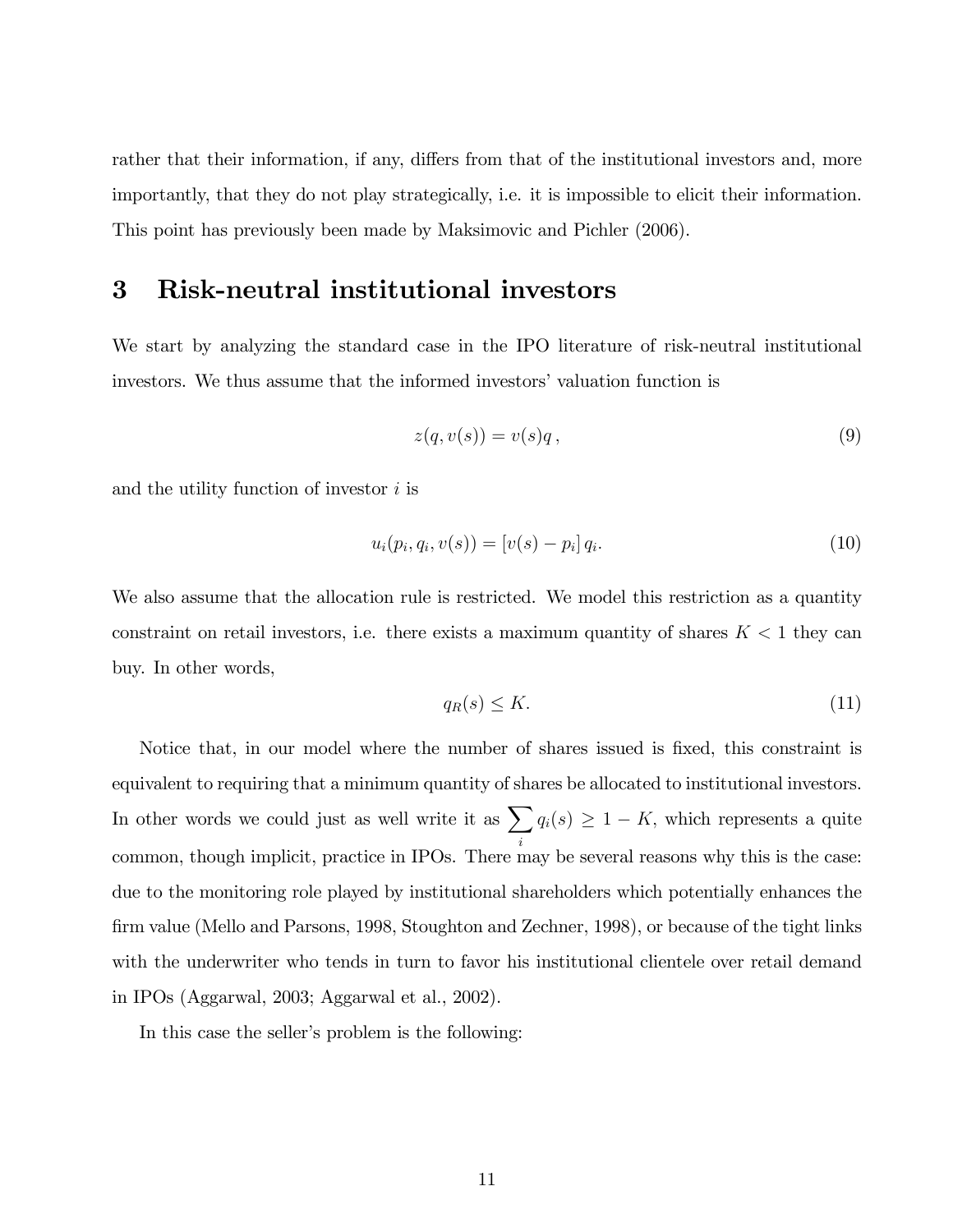rather that their information, if any, differs from that of the institutional investors and, more importantly, that they do not play strategically, i.e. it is impossible to elicit their information. This point has previously been made by Maksimovic and Pichler (2006).

# 3 Risk-neutral institutional investors

We start by analyzing the standard case in the IPO literature of risk-neutral institutional investors. We thus assume that the informed investors' valuation function is

$$z(q, v(s)) = v(s)q\,, \tag{9}$$

and the utility function of investor $i$ is

$$u_i(p_i, q_i, v(s)) = [v(s) - p_i]\, q_i. \tag{10}$$

We also assume that the allocation rule is restricted. We model this restriction as a quantity constraint on retail investors, i.e. there exists a maximum quantity of shares $K < 1$ they can buy. In other words,

$$q_R(s) \leq K. \tag{11}$$

Notice that, in our model where the number of shares issued is fixed, this constraint is equivalent to requiring that a minimum quantity of shares be allocated to institutional investors. In other words we could just as well write it as $\sum_i q_i(s) \geq 1 - K$, which represents a quite common, though implicit, practice in IPOs. There may be several reasons why this is the case: due to the monitoring role played by institutional shareholders which potentially enhances the firm value (Mello and Parsons, 1998, Stoughton and Zechner, 1998), or because of the tight links with the underwriter who tends in turn to favor his institutional clientele over retail demand in IPOs (Aggarwal, 2003; Aggarwal et al., 2002).

In this case the seller's problem is the following: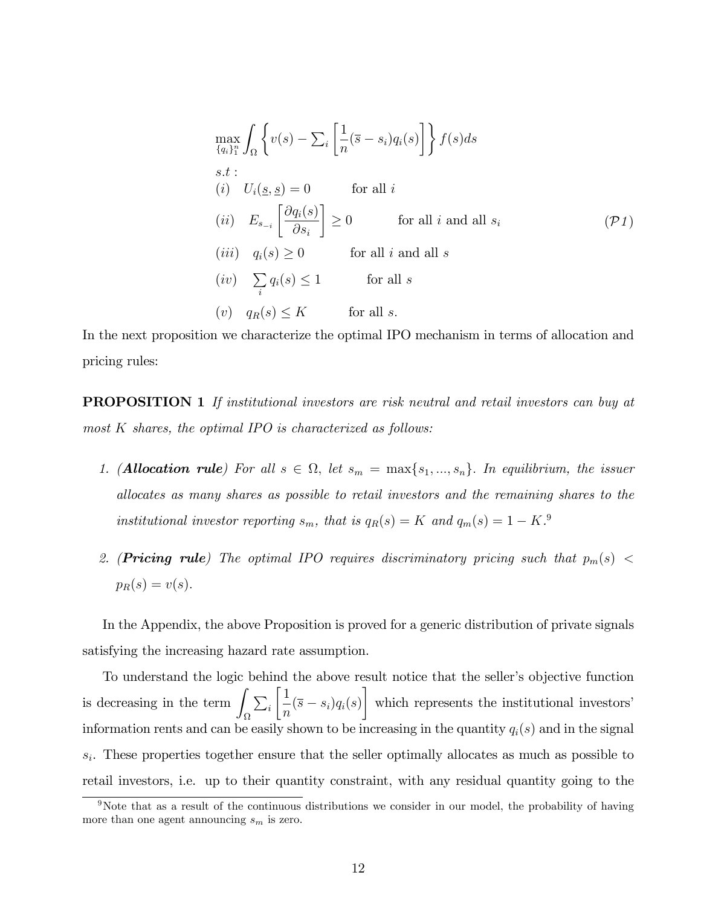$$
\begin{aligned}
&\max_{\{q_i\}_1^n} \int_{\Omega} \left\{ v(s) - \sum_i \left[ \frac{1}{n}(\overline{s} - s_i) q_i(s) \right] \right\} f(s) ds \\
&s.t: \\
&(i) \quad U_i(\underline{s}, \underline{s}) = 0 \qquad \text{for all } i \\
&(ii) \quad E_{s_{-i}} \left[ \frac{\partial q_i(s)}{\partial s_i} \right] \geq 0 \qquad \text{for all } i \text{ and all } s_i \\
&(iii) \quad q_i(s) \geq 0 \qquad \text{for all } i \text{ and all } s \\
&(iv) \quad \sum_i q_i(s) \leq 1 \qquad \text{for all } s \\
&(v) \quad q_R(s) \leq K \qquad \text{for all } s.
\end{aligned}
\qquad (\mathcal{P}1)
$$

In the next proposition we characterize the optimal IPO mechanism in terms of allocation and pricing rules:

**PROPOSITION 1** *If institutional investors are risk neutral and retail investors can buy at most $K$ shares, the optimal IPO is characterized as follows:*

1. ***(Allocation rule)*** *For all $s \in \Omega$, let $s_m = \max\{s_1, ..., s_n\}$. In equilibrium, the issuer allocates as many shares as possible to retail investors and the remaining shares to the institutional investor reporting $s_m$, that is $q_R(s) = K$ and $q_m(s) = 1 - K$.*[9]

2. ***(Pricing rule)*** *The optimal IPO requires discriminatory pricing such that $p_m(s) < p_R(s) = v(s)$.*

In the Appendix, the above Proposition is proved for a generic distribution of private signals satisfying the increasing hazard rate assumption.

To understand the logic behind the above result notice that the seller's objective function is decreasing in the term $\int_{\Omega} \sum_i \left[ \frac{1}{n}(\overline{s} - s_i) q_i(s) \right]$ which represents the institutional investors' information rents and can be easily shown to be increasing in the quantity $q_i(s)$ and in the signal $s_i$. These properties together ensure that the seller optimally allocates as much as possible to retail investors, i.e. up to their quantity constraint, with any residual quantity going to the

[9] Note that as a result of the continuous distributions we consider in our model, the probability of having more than one agent announcing $s_m$ is zero.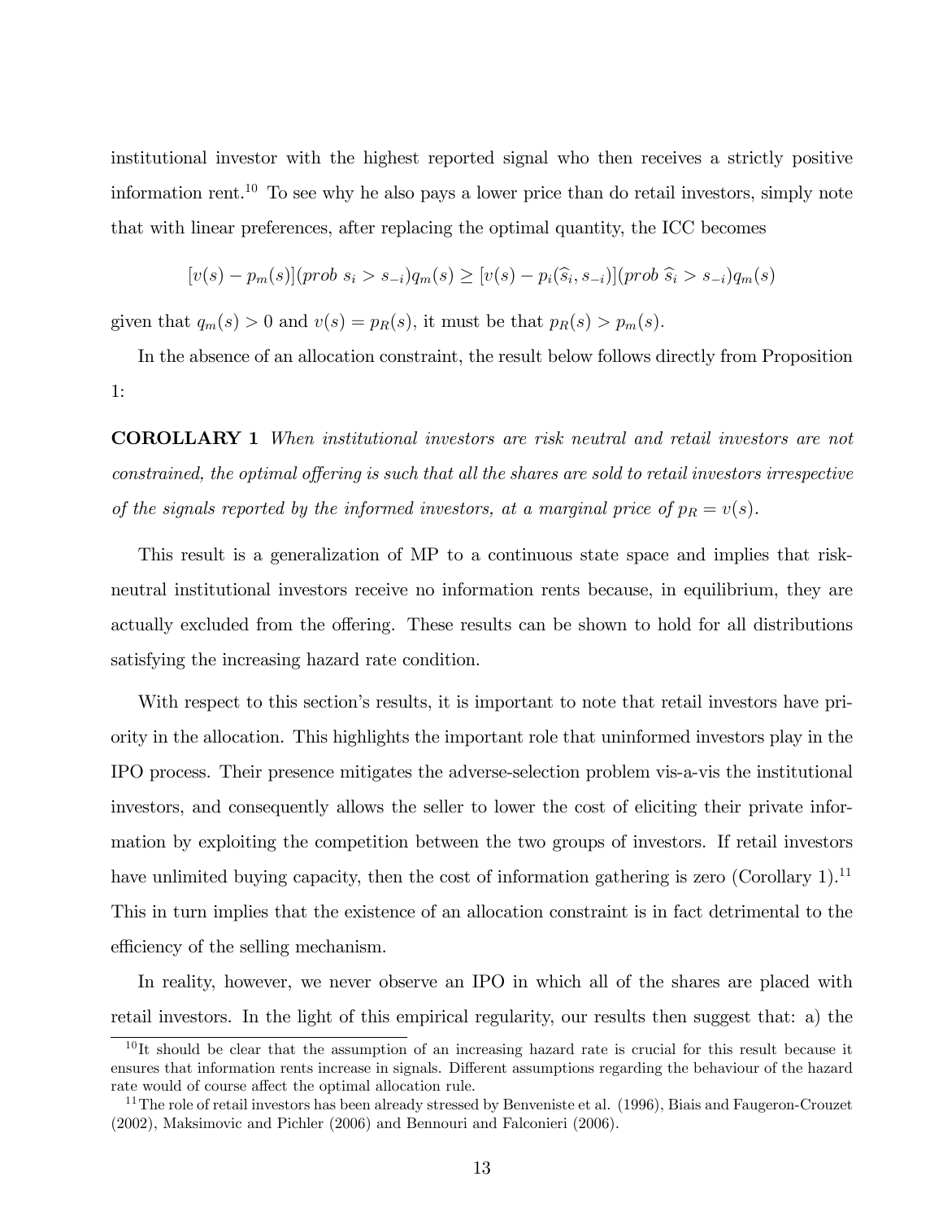institutional investor with the highest reported signal who then receives a strictly positive information rent.[10] To see why he also pays a lower price than do retail investors, simply note that with linear preferences, after replacing the optimal quantity, the ICC becomes

$$[v(s) - p_m(s)](prob\ s_i > s_{-i})q_m(s) \geq [v(s) - p_i(\widehat{s}_i, s_{-i})](prob\ \widehat{s}_i > s_{-i})q_m(s)$$

given that $q_m(s) > 0$ and $v(s) = p_R(s)$, it must be that $p_R(s) > p_m(s)$.

In the absence of an allocation constraint, the result below follows directly from Proposition 1:

**COROLLARY 1** *When institutional investors are risk neutral and retail investors are not constrained, the optimal offering is such that all the shares are sold to retail investors irrespective of the signals reported by the informed investors, at a marginal price of $p_R = v(s)$.*

This result is a generalization of MP to a continuous state space and implies that risk-neutral institutional investors receive no information rents because, in equilibrium, they are actually excluded from the offering. These results can be shown to hold for all distributions satisfying the increasing hazard rate condition.

With respect to this section's results, it is important to note that retail investors have priority in the allocation. This highlights the important role that uninformed investors play in the IPO process. Their presence mitigates the adverse-selection problem vis-a-vis the institutional investors, and consequently allows the seller to lower the cost of eliciting their private information by exploiting the competition between the two groups of investors. If retail investors have unlimited buying capacity, then the cost of information gathering is zero (Corollary 1).[11] This in turn implies that the existence of an allocation constraint is in fact detrimental to the efficiency of the selling mechanism.

In reality, however, we never observe an IPO in which all of the shares are placed with retail investors. In the light of this empirical regularity, our results then suggest that: a) the

[10] It should be clear that the assumption of an increasing hazard rate is crucial for this result because it ensures that information rents increase in signals. Different assumptions regarding the behaviour of the hazard rate would of course affect the optimal allocation rule.

[11] The role of retail investors has been already stressed by Benveniste et al. (1996), Biais and Faugeron-Crouzet (2002), Maksimovic and Pichler (2006) and Bennouri and Falconieri (2006).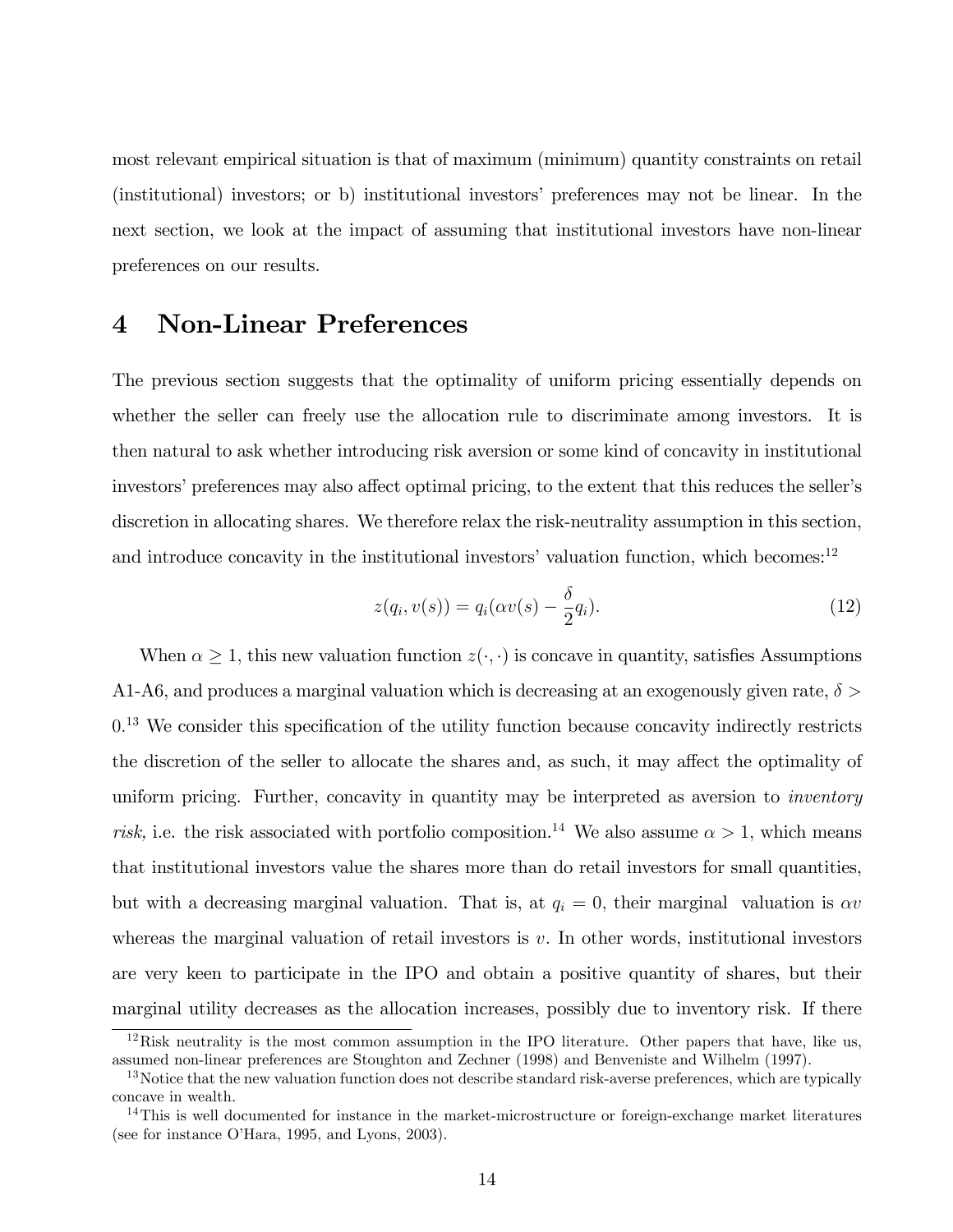most relevant empirical situation is that of maximum (minimum) quantity constraints on retail (institutional) investors; or b) institutional investors' preferences may not be linear. In the next section, we look at the impact of assuming that institutional investors have non-linear preferences on our results.

# 4 Non-Linear Preferences

The previous section suggests that the optimality of uniform pricing essentially depends on whether the seller can freely use the allocation rule to discriminate among investors. It is then natural to ask whether introducing risk aversion or some kind of concavity in institutional investors' preferences may also affect optimal pricing, to the extent that this reduces the seller's discretion in allocating shares. We therefore relax the risk-neutrality assumption in this section, and introduce concavity in the institutional investors' valuation function, which becomes:[12]

$$z(q_i, v(s)) = q_i(\alpha v(s) - \frac{\delta}{2} q_i). \tag{12}$$

When $\alpha \geq 1$, this new valuation function $z(\cdot, \cdot)$ is concave in quantity, satisfies Assumptions A1-A6, and produces a marginal valuation which is decreasing at an exogenously given rate, $\delta > 0$.[13] We consider this specification of the utility function because concavity indirectly restricts the discretion of the seller to allocate the shares and, as such, it may affect the optimality of uniform pricing. Further, concavity in quantity may be interpreted as aversion to *inventory risk,* i.e. the risk associated with portfolio composition.[14] We also assume $\alpha > 1$, which means that institutional investors value the shares more than do retail investors for small quantities, but with a decreasing marginal valuation. That is, at $q_i = 0$, their marginal valuation is $\alpha v$ whereas the marginal valuation of retail investors is $v$. In other words, institutional investors are very keen to participate in the IPO and obtain a positive quantity of shares, but their marginal utility decreases as the allocation increases, possibly due to inventory risk. If there

[12] Risk neutrality is the most common assumption in the IPO literature. Other papers that have, like us, assumed non-linear preferences are Stoughton and Zechner (1998) and Benveniste and Wilhelm (1997).

[13] Notice that the new valuation function does not describe standard risk-averse preferences, which are typically concave in wealth.

[14] This is well documented for instance in the market-microstructure or foreign-exchange market literatures (see for instance O'Hara, 1995, and Lyons, 2003).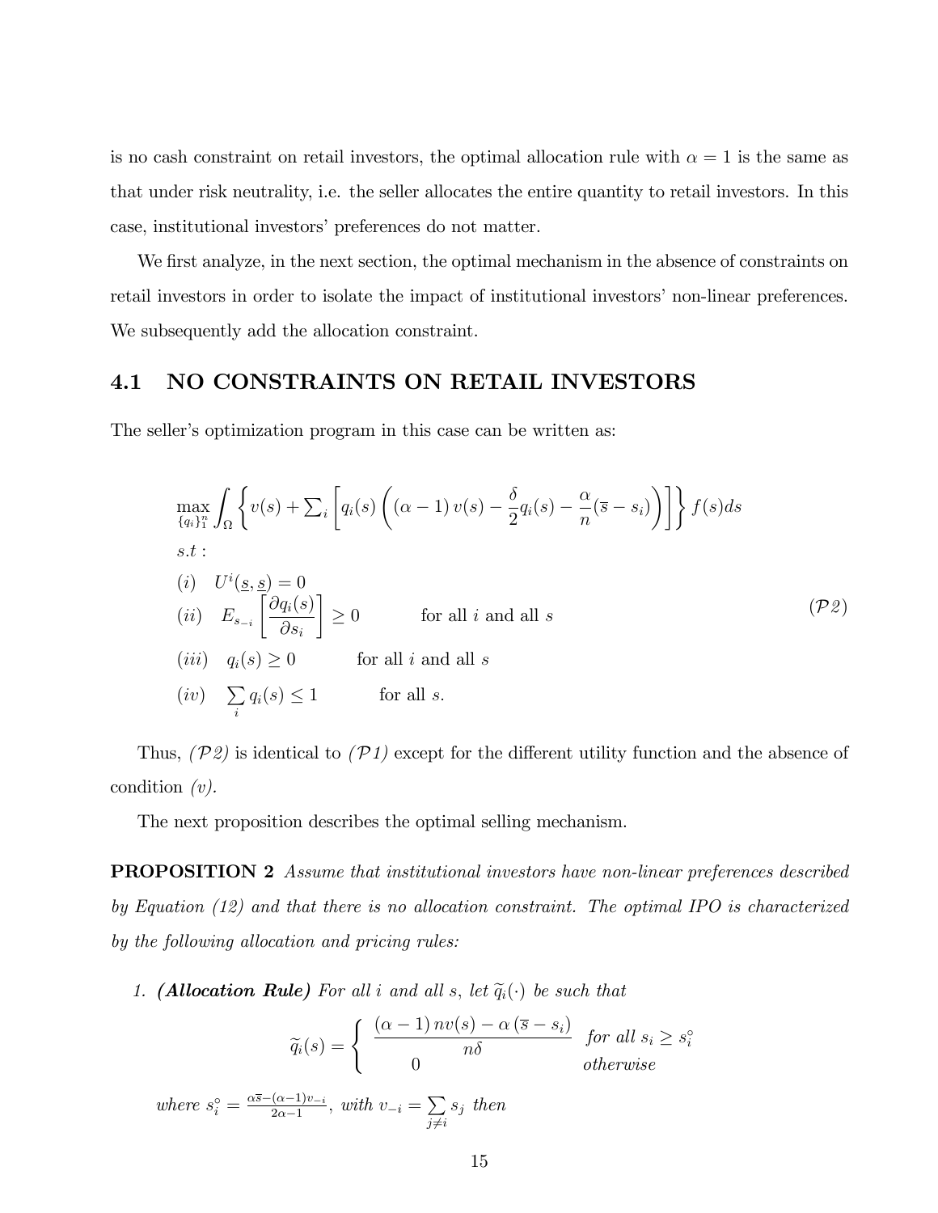is no cash constraint on retail investors, the optimal allocation rule with $\alpha = 1$ is the same as that under risk neutrality, i.e. the seller allocates the entire quantity to retail investors. In this case, institutional investors' preferences do not matter.

We first analyze, in the next section, the optimal mechanism in the absence of constraints on retail investors in order to isolate the impact of institutional investors' non-linear preferences. We subsequently add the allocation constraint.

## 4.1 NO CONSTRAINTS ON RETAIL INVESTORS

The seller's optimization program in this case can be written as:

$$
\begin{aligned}
&\max_{\{q_i\}_1^n} \int_\Omega \left\{ v(s) + \textstyle\sum_i \left[ q_i(s) \left( (\alpha - 1)\, v(s) - \frac{\delta}{2} q_i(s) - \frac{\alpha}{n}(\overline{s} - s_i) \right) \right] \right\} f(s) ds \\
&s.t: \\
&(i) \quad U^i(\underline{s}, \underline{s}) = 0 \\
&(ii) \quad E_{s_{-i}}\left[ \frac{\partial q_i(s)}{\partial s_i} \right] \geq 0 \qquad \text{for all } i \text{ and all } s \\
&(iii) \quad q_i(s) \geq 0 \qquad \text{for all } i \text{ and all } s \\
&(iv) \quad \sum_i q_i(s) \leq 1 \qquad \text{for all } s.
\end{aligned}
\tag{$\mathcal{P}2$}
$$

Thus, *($\mathcal{P}2$)* is identical to *($\mathcal{P}1$)* except for the different utility function and the absence of condition *(v)*.

The next proposition describes the optimal selling mechanism.

**PROPOSITION 2** *Assume that institutional investors have non-linear preferences described by Equation (12) and that there is no allocation constraint. The optimal IPO is characterized by the following allocation and pricing rules:*

1. ***(Allocation Rule)*** *For all $i$ and all $s$, let $\widetilde{q}_i(\cdot)$ be such that*

$$
\widetilde{q}_i(s) = \begin{cases} \dfrac{(\alpha - 1)\, nv(s) - \alpha\, (\overline{s} - s_i)}{n\delta} & \text{for all } s_i \geq s_i^\circ \\ 0 & \text{otherwise} \end{cases}
$$

*where $s_i^\circ = \frac{\alpha \overline{s} - (\alpha - 1) v_{-i}}{2\alpha - 1}$, with $v_{-i} = \sum_{j \neq i} s_j$ then*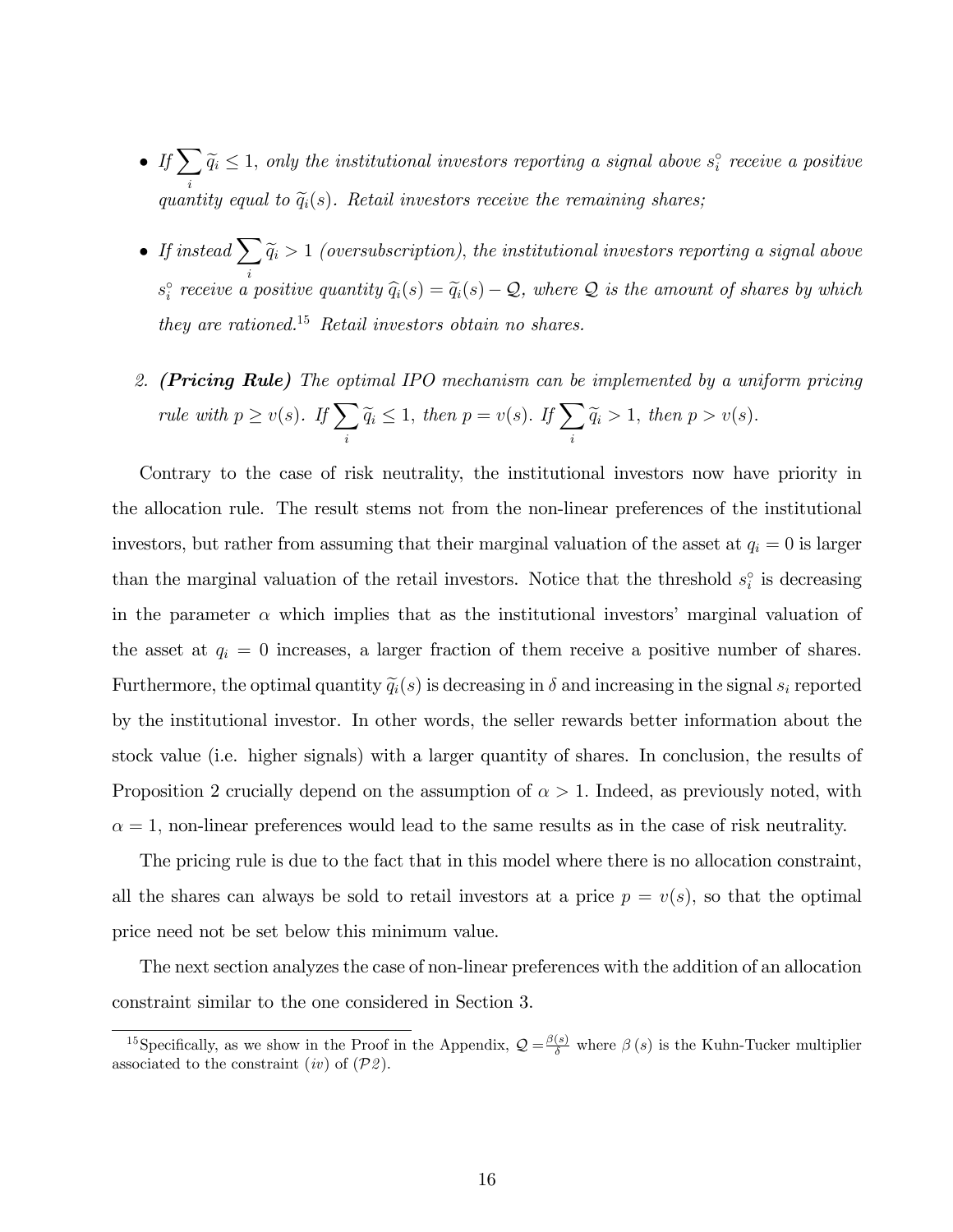- *If $\sum_i \widetilde{q}_i \leq 1$, only the institutional investors reporting a signal above $s_i^{\circ}$ receive a positive quantity equal to $\widetilde{q}_i(s)$. Retail investors receive the remaining shares;*

- *If instead $\sum_i \widetilde{q}_i > 1$ (oversubscription), the institutional investors reporting a signal above $s_i^{\circ}$ receive a positive quantity $\widehat{q}_i(s) = \widetilde{q}_i(s) - \mathcal{Q}$, where $\mathcal{Q}$ is the amount of shares by which they are rationed.*[15] *Retail investors obtain no shares.*

2. ***(Pricing Rule)** The optimal IPO mechanism can be implemented by a uniform pricing rule with $p \geq v(s)$. If $\sum_i \widetilde{q}_i \leq 1$, then $p = v(s)$. If $\sum_i \widetilde{q}_i > 1$, then $p > v(s)$.*

Contrary to the case of risk neutrality, the institutional investors now have priority in the allocation rule. The result stems not from the non-linear preferences of the institutional investors, but rather from assuming that their marginal valuation of the asset at $q_i = 0$ is larger than the marginal valuation of the retail investors. Notice that the threshold $s_i^{\circ}$ is decreasing in the parameter $\alpha$ which implies that as the institutional investors' marginal valuation of the asset at $q_i = 0$ increases, a larger fraction of them receive a positive number of shares. Furthermore, the optimal quantity $\widetilde{q}_i(s)$ is decreasing in $\delta$ and increasing in the signal $s_i$ reported by the institutional investor. In other words, the seller rewards better information about the stock value (i.e. higher signals) with a larger quantity of shares. In conclusion, the results of Proposition 2 crucially depend on the assumption of $\alpha > 1$. Indeed, as previously noted, with $\alpha = 1$, non-linear preferences would lead to the same results as in the case of risk neutrality.

The pricing rule is due to the fact that in this model where there is no allocation constraint, all the shares can always be sold to retail investors at a price $p = v(s)$, so that the optimal price need not be set below this minimum value.

The next section analyzes the case of non-linear preferences with the addition of an allocation constraint similar to the one considered in Section 3.

[15] Specifically, as we show in the Proof in the Appendix, $\mathcal{Q} = \frac{\beta(s)}{\delta}$ where $\beta(s)$ is the Kuhn-Tucker multiplier associated to the constraint $(iv)$ of $(\mathcal{P}2)$.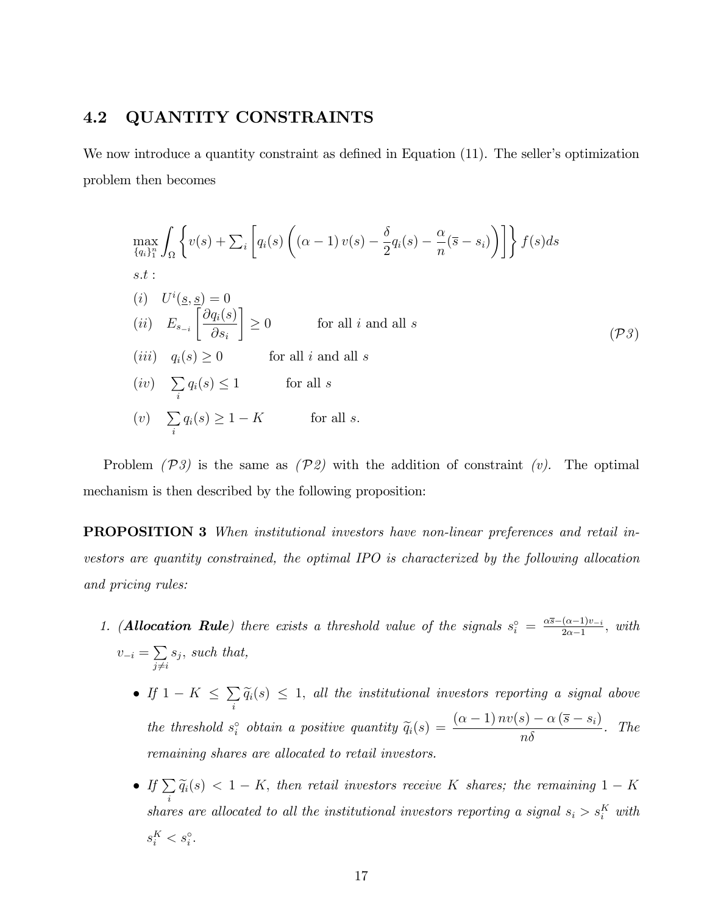## 4.2 QUANTITY CONSTRAINTS

We now introduce a quantity constraint as defined in Equation (11). The seller's optimization problem then becomes

$$
\begin{aligned}
&\max_{\{q_i\}_1^n} \int_\Omega \left\{ v(s) + \sum\nolimits_i \left[ q_i(s) \left( (\alpha - 1)\, v(s) - \frac{\delta}{2} q_i(s) - \frac{\alpha}{n}(\overline{s} - s_i) \right) \right] \right\} f(s) ds \\
&s.t: \\
&(i) \quad U^i(\underline{s}, \underline{s}) = 0 \\
&(ii) \quad E_{s_{-i}}\left[ \frac{\partial q_i(s)}{\partial s_i} \right] \geq 0 \qquad \text{for all } i \text{ and all } s \\
&(iii) \quad q_i(s) \geq 0 \qquad \text{for all } i \text{ and all } s \\
&(iv) \quad \sum_i q_i(s) \leq 1 \qquad \text{for all } s \\
&(v) \quad \sum_i q_i(s) \geq 1 - K \qquad \text{for all } s.
\end{aligned}
\tag{$\mathcal{P}3$}
$$

Problem *($\mathcal{P}3$)* is the same as *($\mathcal{P}2$)* with the addition of constraint *(v)*. The optimal mechanism is then described by the following proposition:

**PROPOSITION 3** *When institutional investors have non-linear preferences and retail investors are quantity constrained, the optimal IPO is characterized by the following allocation and pricing rules:*

1. *(**Allocation Rule**) there exists a threshold value of the signals* $s_i^\circ = \frac{\alpha\overline{s} - (\alpha-1)v_{-i}}{2\alpha - 1}$*, with* $v_{-i} = \sum_{j \neq i} s_j$*, such that,*
   - *If* $1 - K \leq \sum_i \widetilde{q}_i(s) \leq 1$*, all the institutional investors reporting a signal above the threshold* $s_i^\circ$ *obtain a positive quantity* $\widetilde{q}_i(s) = \dfrac{(\alpha - 1)\, nv(s) - \alpha\,(\overline{s} - s_i)}{n\delta}$*. The remaining shares are allocated to retail investors.*
   - *If* $\sum_i \widetilde{q}_i(s) < 1 - K$*, then retail investors receive* $K$ *shares; the remaining* $1 - K$ *shares are allocated to all the institutional investors reporting a signal* $s_i > s_i^K$ *with* $s_i^K < s_i^\circ$*.*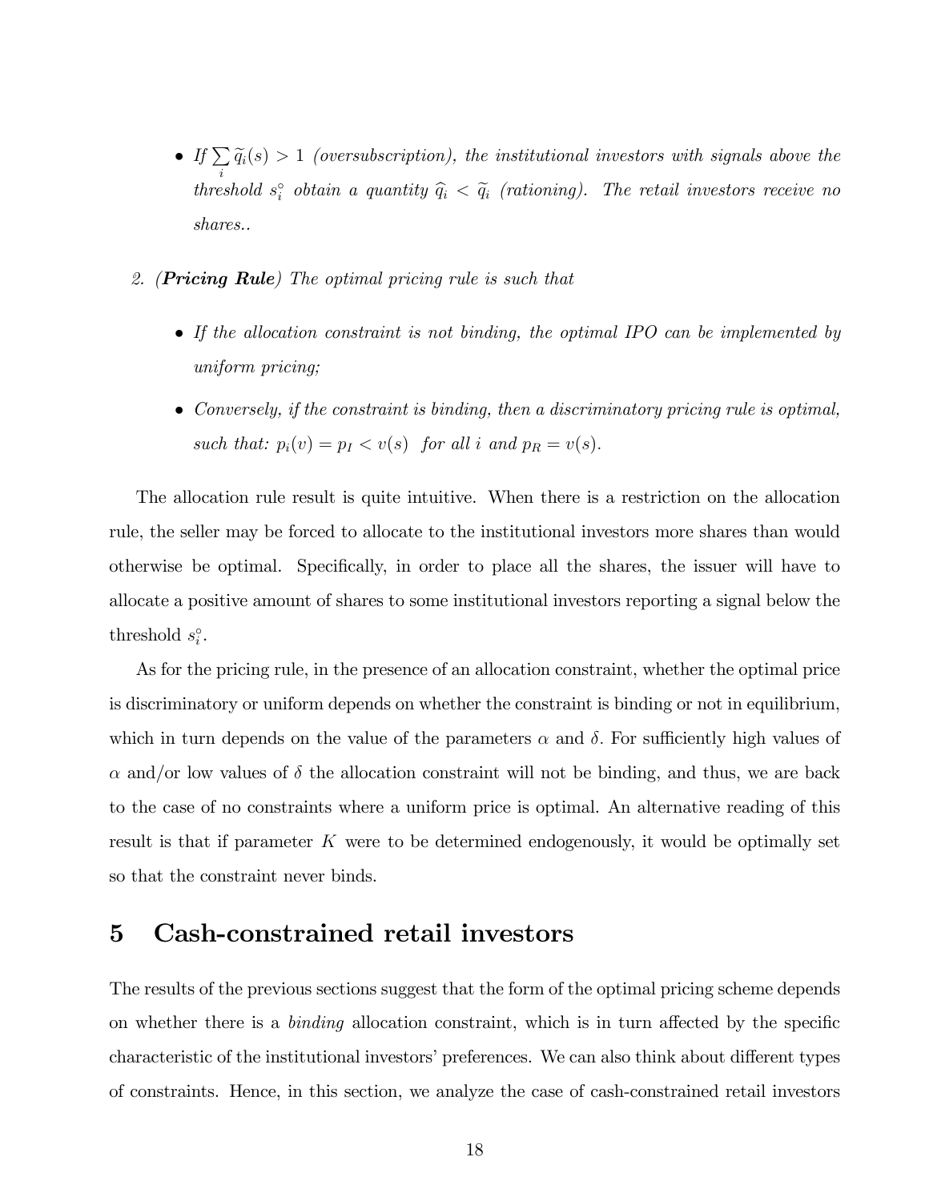- *If $\sum_i \widetilde{q}_i(s) > 1$ (oversubscription), the institutional investors with signals above the threshold $s_i^\circ$ obtain a quantity $\widehat{q}_i < \widetilde{q}_i$ (rationing). The retail investors receive no shares..*

2. ***(Pricing Rule)*** *The optimal pricing rule is such that*

   - *If the allocation constraint is not binding, the optimal IPO can be implemented by uniform pricing;*
   - *Conversely, if the constraint is binding, then a discriminatory pricing rule is optimal, such that: $p_i(v) = p_I < v(s)$ for all $i$ and $p_R = v(s)$.*

The allocation rule result is quite intuitive. When there is a restriction on the allocation rule, the seller may be forced to allocate to the institutional investors more shares than would otherwise be optimal. Specifically, in order to place all the shares, the issuer will have to allocate a positive amount of shares to some institutional investors reporting a signal below the threshold $s_i^\circ$.

As for the pricing rule, in the presence of an allocation constraint, whether the optimal price is discriminatory or uniform depends on whether the constraint is binding or not in equilibrium, which in turn depends on the value of the parameters $\alpha$ and $\delta$. For sufficiently high values of $\alpha$ and/or low values of $\delta$ the allocation constraint will not be binding, and thus, we are back to the case of no constraints where a uniform price is optimal. An alternative reading of this result is that if parameter $K$ were to be determined endogenously, it would be optimally set so that the constraint never binds.

# 5 Cash-constrained retail investors

The results of the previous sections suggest that the form of the optimal pricing scheme depends on whether there is a *binding* allocation constraint, which is in turn affected by the specific characteristic of the institutional investors' preferences. We can also think about different types of constraints. Hence, in this section, we analyze the case of cash-constrained retail investors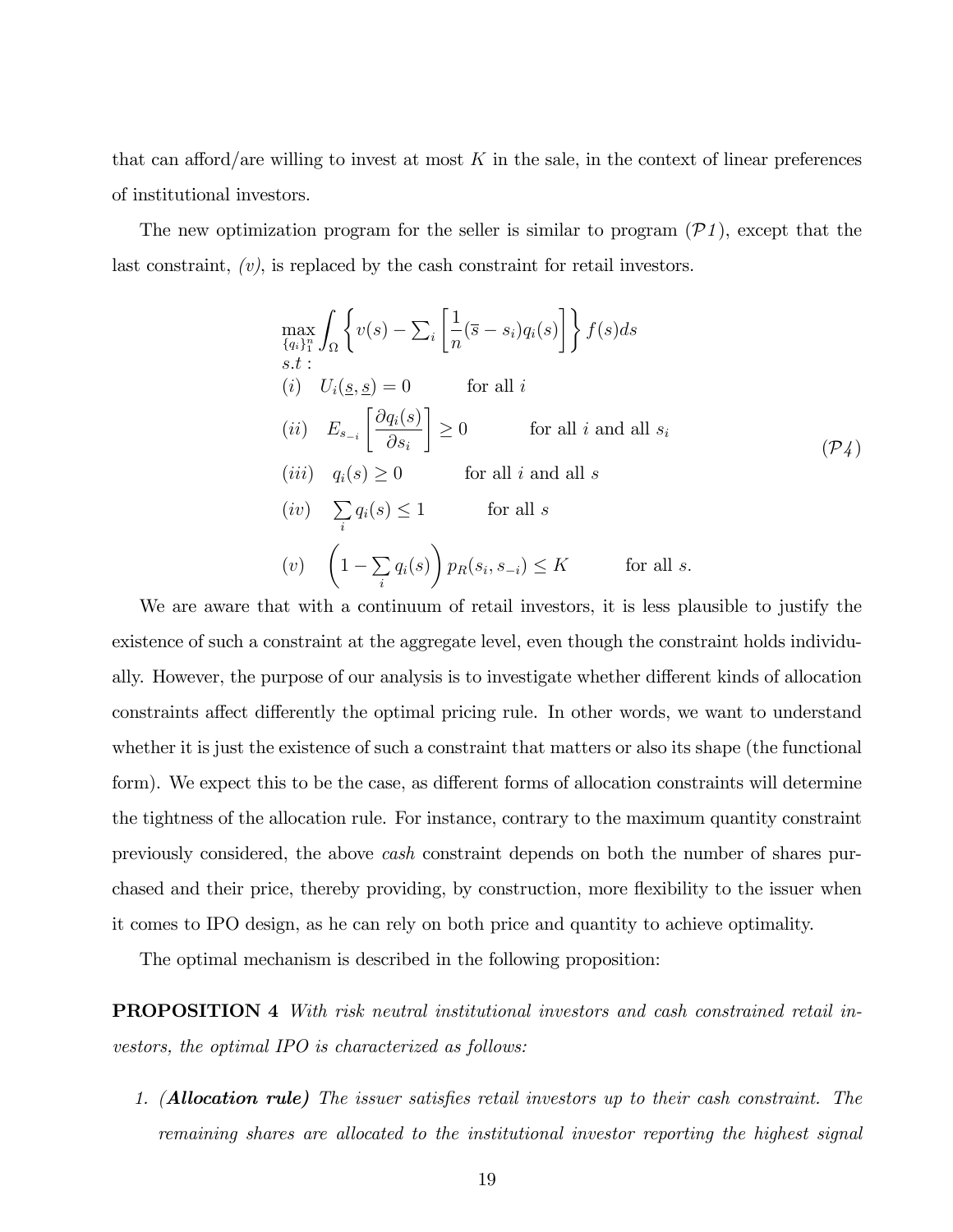that can afford/are willing to invest at most $K$ in the sale, in the context of linear preferences of institutional investors.

The new optimization program for the seller is similar to program ($\mathcal{P}1$), except that the last constraint, *(v)*, is replaced by the cash constraint for retail investors.

$$
\begin{aligned}
&\max_{\{q_i\}_1^n} \int_{\Omega} \left\{ v(s) - \textstyle\sum_i \left[ \frac{1}{n}(\overline{s} - s_i) q_i(s) \right] \right\} f(s) ds \\
&s.t: \\
&(i) \quad U_i(\underline{s}, \underline{s}) = 0 \qquad \text{for all } i \\
&(ii) \quad E_{s_{-i}} \left[ \frac{\partial q_i(s)}{\partial s_i} \right] \geq 0 \qquad \text{for all } i \text{ and all } s_i \\
&(iii) \quad q_i(s) \geq 0 \qquad \text{for all } i \text{ and all } s \\
&(iv) \quad \sum_i q_i(s) \leq 1 \qquad \text{for all } s \\
&(v) \quad \left( 1 - \sum_i q_i(s) \right) p_R(s_i, s_{-i}) \leq K \qquad \text{for all } s.
\end{aligned}
\tag{$\mathcal{P}4$}
$$

We are aware that with a continuum of retail investors, it is less plausible to justify the existence of such a constraint at the aggregate level, even though the constraint holds individually. However, the purpose of our analysis is to investigate whether different kinds of allocation constraints affect differently the optimal pricing rule. In other words, we want to understand whether it is just the existence of such a constraint that matters or also its shape (the functional form). We expect this to be the case, as different forms of allocation constraints will determine the tightness of the allocation rule. For instance, contrary to the maximum quantity constraint previously considered, the above *cash* constraint depends on both the number of shares purchased and their price, thereby providing, by construction, more flexibility to the issuer when it comes to IPO design, as he can rely on both price and quantity to achieve optimality.

The optimal mechanism is described in the following proposition:

**PROPOSITION 4** *With risk neutral institutional investors and cash constrained retail investors, the optimal IPO is characterized as follows:*

1. ***(Allocation rule)*** *The issuer satisfies retail investors up to their cash constraint. The remaining shares are allocated to the institutional investor reporting the highest signal*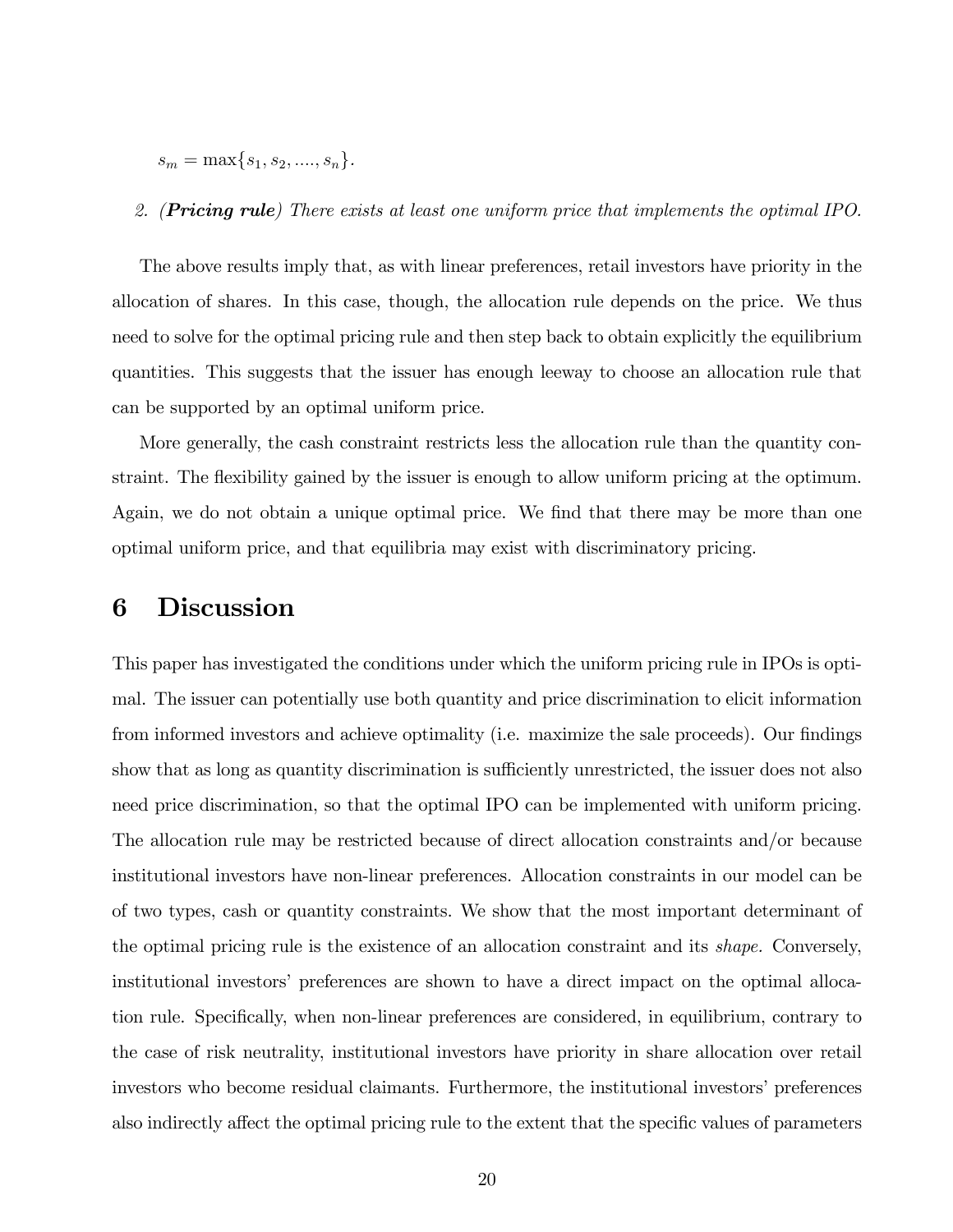$s_m = \max\{s_1, s_2, ...., s_n\}$.

2. ***Pricing rule*** *There exists at least one uniform price that implements the optimal IPO.*

The above results imply that, as with linear preferences, retail investors have priority in the allocation of shares. In this case, though, the allocation rule depends on the price. We thus need to solve for the optimal pricing rule and then step back to obtain explicitly the equilibrium quantities. This suggests that the issuer has enough leeway to choose an allocation rule that can be supported by an optimal uniform price.

More generally, the cash constraint restricts less the allocation rule than the quantity constraint. The flexibility gained by the issuer is enough to allow uniform pricing at the optimum. Again, we do not obtain a unique optimal price. We find that there may be more than one optimal uniform price, and that equilibria may exist with discriminatory pricing.

# 6 Discussion

This paper has investigated the conditions under which the uniform pricing rule in IPOs is optimal. The issuer can potentially use both quantity and price discrimination to elicit information from informed investors and achieve optimality (i.e. maximize the sale proceeds). Our findings show that as long as quantity discrimination is sufficiently unrestricted, the issuer does not also need price discrimination, so that the optimal IPO can be implemented with uniform pricing. The allocation rule may be restricted because of direct allocation constraints and/or because institutional investors have non-linear preferences. Allocation constraints in our model can be of two types, cash or quantity constraints. We show that the most important determinant of the optimal pricing rule is the existence of an allocation constraint and its *shape*. Conversely, institutional investors' preferences are shown to have a direct impact on the optimal allocation rule. Specifically, when non-linear preferences are considered, in equilibrium, contrary to the case of risk neutrality, institutional investors have priority in share allocation over retail investors who become residual claimants. Furthermore, the institutional investors' preferences also indirectly affect the optimal pricing rule to the extent that the specific values of parameters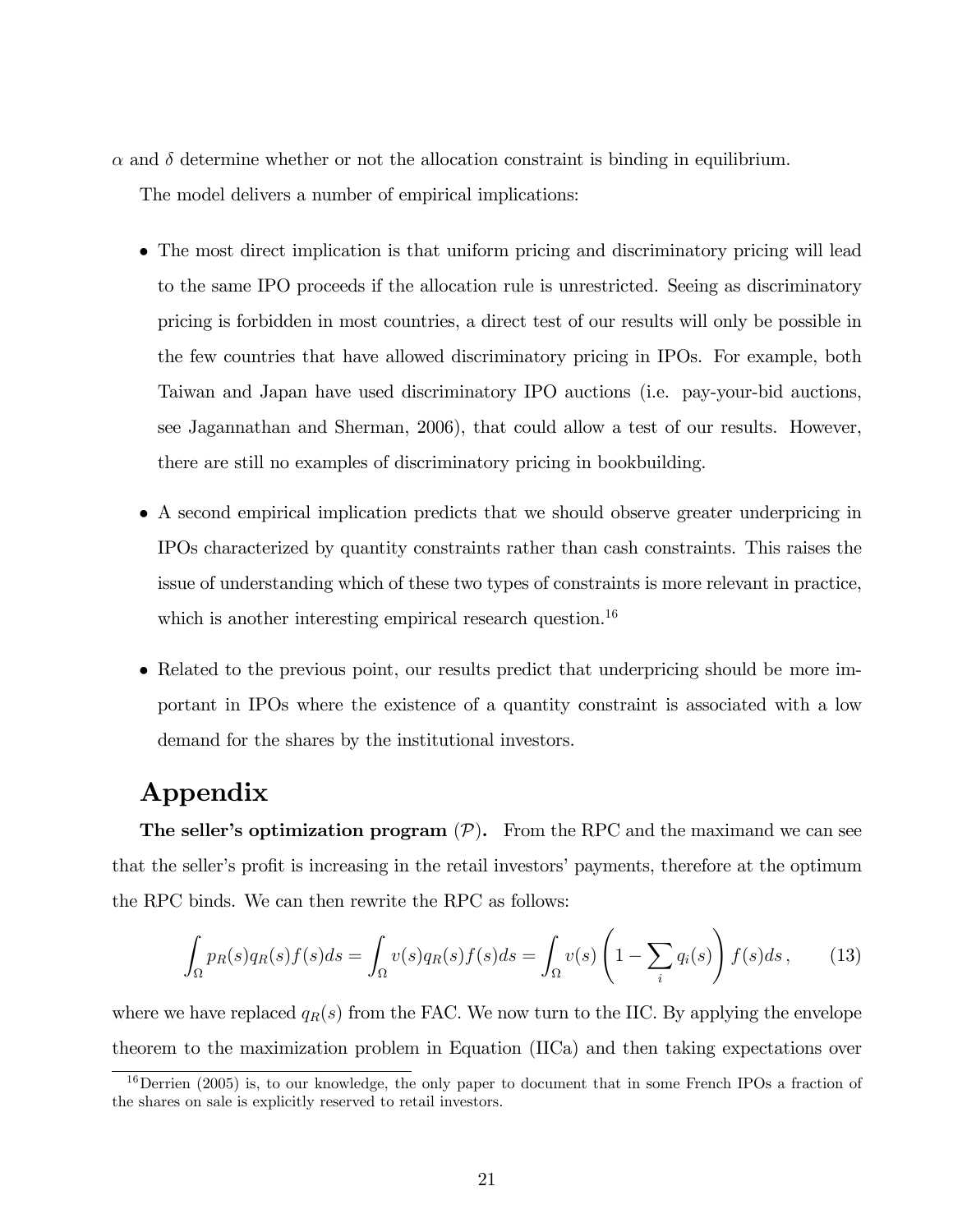$\alpha$ and $\delta$ determine whether or not the allocation constraint is binding in equilibrium.

The model delivers a number of empirical implications:

- The most direct implication is that uniform pricing and discriminatory pricing will lead to the same IPO proceeds if the allocation rule is unrestricted. Seeing as discriminatory pricing is forbidden in most countries, a direct test of our results will only be possible in the few countries that have allowed discriminatory pricing in IPOs. For example, both Taiwan and Japan have used discriminatory IPO auctions (i.e. pay-your-bid auctions, see Jagannathan and Sherman, 2006), that could allow a test of our results. However, there are still no examples of discriminatory pricing in bookbuilding.

- A second empirical implication predicts that we should observe greater underpricing in IPOs characterized by quantity constraints rather than cash constraints. This raises the issue of understanding which of these two types of constraints is more relevant in practice, which is another interesting empirical research question.[16]

- Related to the previous point, our results predict that underpricing should be more important in IPOs where the existence of a quantity constraint is associated with a low demand for the shares by the institutional investors.

# Appendix

**The seller's optimization program** $(\mathcal{P})$**.** From the RPC and the maximand we can see that the seller's profit is increasing in the retail investors' payments, therefore at the optimum the RPC binds. We can then rewrite the RPC as follows:

$$\int_{\Omega} p_R(s) q_R(s) f(s) ds = \int_{\Omega} v(s) q_R(s) f(s) ds = \int_{\Omega} v(s) \left(1 - \sum_i q_i(s)\right) f(s) ds \,, \tag{13}$$

where we have replaced $q_R(s)$ from the FAC. We now turn to the IIC. By applying the envelope theorem to the maximization problem in Equation (IICa) and then taking expectations over

[16] Derrien (2005) is, to our knowledge, the only paper to document that in some French IPOs a fraction of the shares on sale is explicitly reserved to retail investors.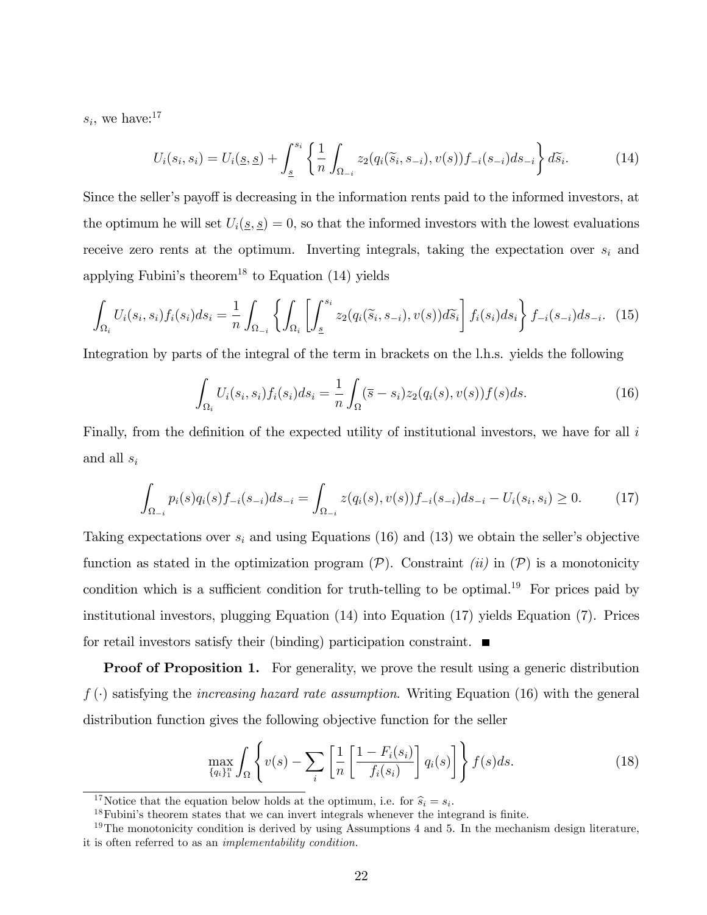$s_i$, we have:[17]

$$U_i(s_i, s_i) = U_i(\underline{s}, \underline{s}) + \int_{\underline{s}}^{s_i} \left\{ \frac{1}{n} \int_{\Omega_{-i}} z_2(q_i(\widetilde{s}_i, s_{-i}), v(s)) f_{-i}(s_{-i}) ds_{-i} \right\} d\widetilde{s}_i. \tag{14}$$

Since the seller's payoff is decreasing in the information rents paid to the informed investors, at the optimum he will set $U_i(\underline{s}, \underline{s}) = 0$, so that the informed investors with the lowest evaluations receive zero rents at the optimum. Inverting integrals, taking the expectation over $s_i$ and applying Fubini's theorem[18] to Equation (14) yields

$$\int_{\Omega_i} U_i(s_i, s_i) f_i(s_i) ds_i = \frac{1}{n} \int_{\Omega_{-i}} \left\{ \int_{\Omega_i} \left[ \int_{\underline{s}}^{s_i} z_2(q_i(\widetilde{s}_i, s_{-i}), v(s)) d\widetilde{s}_i \right] f_i(s_i) ds_i \right\} f_{-i}(s_{-i}) ds_{-i}. \tag{15}$$

Integration by parts of the integral of the term in brackets on the l.h.s. yields the following

$$\int_{\Omega_i} U_i(s_i, s_i) f_i(s_i) ds_i = \frac{1}{n} \int_{\Omega} (\overline{s} - s_i) z_2(q_i(s), v(s)) f(s) ds. \tag{16}$$

Finally, from the definition of the expected utility of institutional investors, we have for all $i$ and all $s_i$

$$\int_{\Omega_{-i}} p_i(s) q_i(s) f_{-i}(s_{-i}) ds_{-i} = \int_{\Omega_{-i}} z(q_i(s), v(s)) f_{-i}(s_{-i}) ds_{-i} - U_i(s_i, s_i) \geq 0. \tag{17}$$

Taking expectations over $s_i$ and using Equations (16) and (13) we obtain the seller's objective function as stated in the optimization program $(\mathcal{P})$. Constraint *(ii)* in $(\mathcal{P})$ is a monotonicity condition which is a sufficient condition for truth-telling to be optimal.[19] For prices paid by institutional investors, plugging Equation (14) into Equation (17) yields Equation (7). Prices for retail investors satisfy their (binding) participation constraint. ■

**Proof of Proposition 1.** For generality, we prove the result using a generic distribution $f(\cdot)$ satisfying the *increasing hazard rate assumption*. Writing Equation (16) with the general distribution function gives the following objective function for the seller

$$\max_{\{q_i\}_1^n} \int_{\Omega} \left\{ v(s) - \sum_i \left[ \frac{1}{n} \left[ \frac{1 - F_i(s_i)}{f_i(s_i)} \right] q_i(s) \right] \right\} f(s) ds. \tag{18}$$

---

[17] Notice that the equation below holds at the optimum, i.e. for $\widehat{s}_i = s_i$.

[18] Fubini's theorem states that we can invert integrals whenever the integrand is finite.

[19] The monotonicity condition is derived by using Assumptions 4 and 5. In the mechanism design literature, it is often referred to as an *implementability condition.*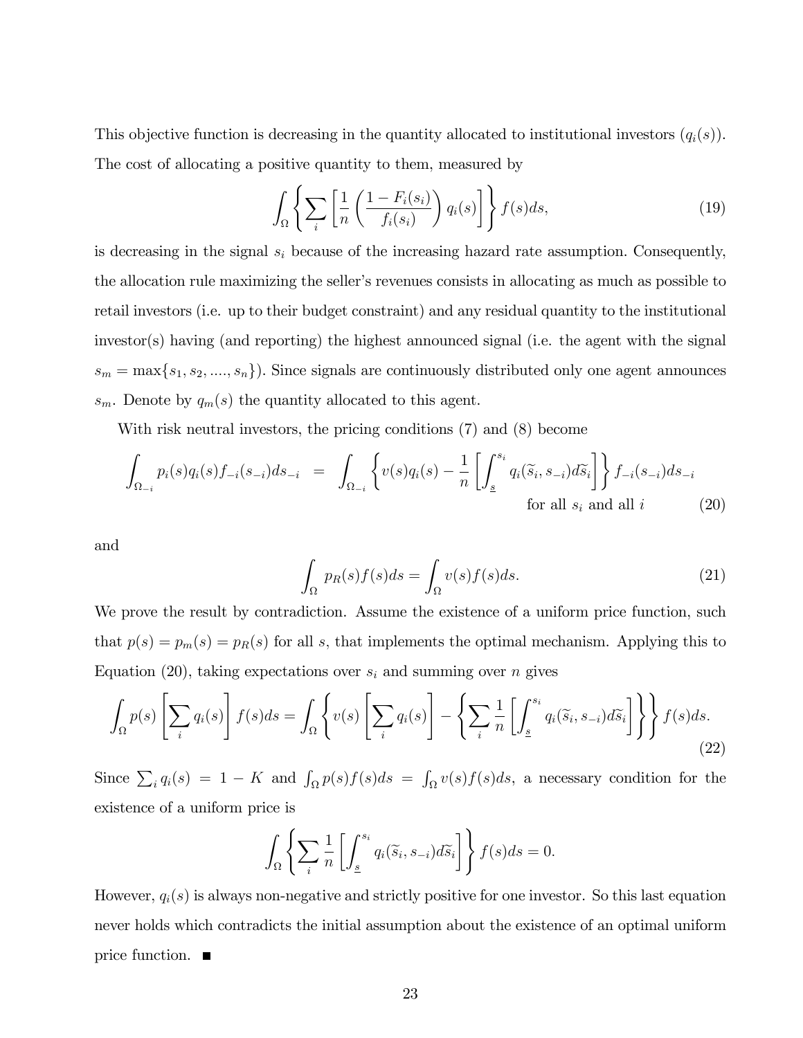This objective function is decreasing in the quantity allocated to institutional investors ($q_i(s)$). The cost of allocating a positive quantity to them, measured by

$$\int_{\Omega} \left\{ \sum_i \left[ \frac{1}{n} \left( \frac{1 - F_i(s_i)}{f_i(s_i)} \right) q_i(s) \right] \right\} f(s) ds, \tag{19}$$

is decreasing in the signal $s_i$ because of the increasing hazard rate assumption. Consequently, the allocation rule maximizing the seller's revenues consists in allocating as much as possible to retail investors (i.e. up to their budget constraint) and any residual quantity to the institutional investor(s) having (and reporting) the highest announced signal (i.e. the agent with the signal $s_m = \max\{s_1, s_2, ...., s_n\}$). Since signals are continuously distributed only one agent announces $s_m$. Denote by $q_m(s)$ the quantity allocated to this agent.

With risk neutral investors, the pricing conditions (7) and (8) become

$$\int_{\Omega_{-i}} p_i(s) q_i(s) f_{-i}(s_{-i}) ds_{-i} = \int_{\Omega_{-i}} \left\{ v(s) q_i(s) - \frac{1}{n} \left[ \int_{\underline{s}}^{s_i} q_i(\widetilde{s}_i, s_{-i}) d\widetilde{s}_i \right] \right\} f_{-i}(s_{-i}) ds_{-i} \quad \text{for all } s_i \text{ and all } i \tag{20}$$

and

$$\int_{\Omega} p_R(s) f(s) ds = \int_{\Omega} v(s) f(s) ds. \tag{21}$$

We prove the result by contradiction. Assume the existence of a uniform price function, such that $p(s) = p_m(s) = p_R(s)$ for all $s$, that implements the optimal mechanism. Applying this to Equation (20), taking expectations over $s_i$ and summing over $n$ gives

$$\int_{\Omega} p(s) \left[ \sum_i q_i(s) \right] f(s) ds = \int_{\Omega} \left\{ v(s) \left[ \sum_i q_i(s) \right] - \left\{ \sum_i \frac{1}{n} \left[ \int_{\underline{s}}^{s_i} q_i(\widetilde{s}_i, s_{-i}) d\widetilde{s}_i \right] \right\} \right\} f(s) ds. \tag{22}$$

Since $\sum_i q_i(s) = 1 - K$ and $\int_{\Omega} p(s) f(s) ds = \int_{\Omega} v(s) f(s) ds$, a necessary condition for the existence of a uniform price is

$$\int_{\Omega} \left\{ \sum_i \frac{1}{n} \left[ \int_{\underline{s}}^{s_i} q_i(\widetilde{s}_i, s_{-i}) d\widetilde{s}_i \right] \right\} f(s) ds = 0.$$

However, $q_i(s)$ is always non-negative and strictly positive for one investor. So this last equation never holds which contradicts the initial assumption about the existence of an optimal uniform price function. ■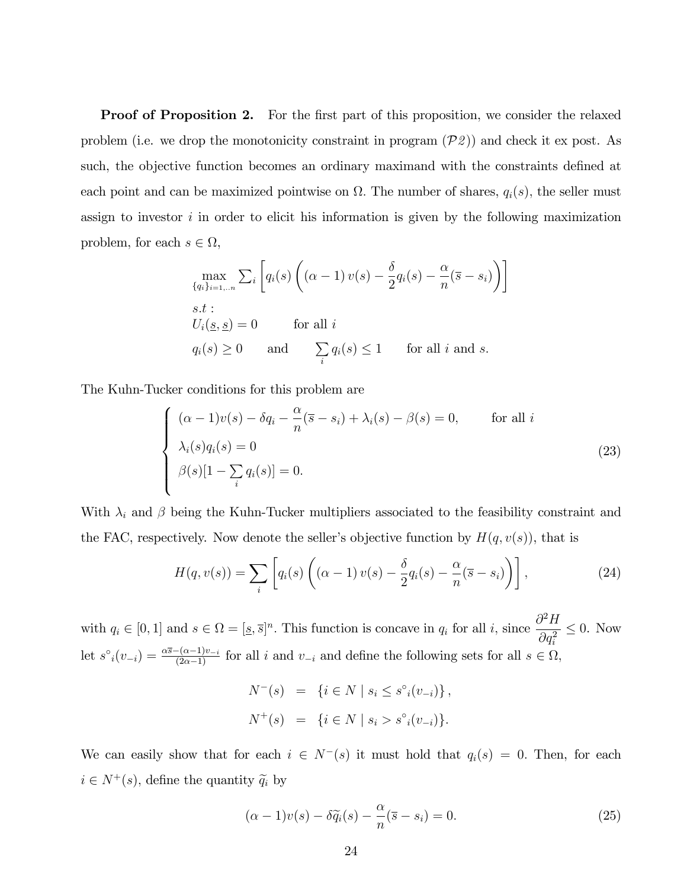**Proof of Proposition 2.** For the first part of this proposition, we consider the relaxed problem (i.e. we drop the monotonicity constraint in program ($\mathcal{P}2$)) and check it ex post. As such, the objective function becomes an ordinary maximand with the constraints defined at each point and can be maximized pointwise on $\Omega$. The number of shares, $q_i(s)$, the seller must assign to investor $i$ in order to elicit his information is given by the following maximization problem, for each $s \in \Omega$,

$$
\begin{aligned}
&\max_{\{q_i\}_{i=1,..n}} \sum_i \left[ q_i(s) \left( (\alpha - 1)\, v(s) - \frac{\delta}{2} q_i(s) - \frac{\alpha}{n}(\overline{s} - s_i) \right) \right] \\
&s.t: \\
&U_i(\underline{s}, \underline{s}) = 0 \qquad \text{for all } i \\
&q_i(s) \geq 0 \qquad \text{and} \qquad \sum_i q_i(s) \leq 1 \qquad \text{for all } i \text{ and } s.
\end{aligned}
$$

The Kuhn-Tucker conditions for this problem are

$$
\begin{cases}
(\alpha - 1)v(s) - \delta q_i - \dfrac{\alpha}{n}(\overline{s} - s_i) + \lambda_i(s) - \beta(s) = 0, \qquad \text{for all } i \\
\lambda_i(s) q_i(s) = 0 \\
\beta(s)[1 - \sum_i q_i(s)] = 0.
\end{cases}
\tag{23}
$$

With $\lambda_i$ and $\beta$ being the Kuhn-Tucker multipliers associated to the feasibility constraint and the FAC, respectively. Now denote the seller's objective function by $H(q, v(s))$, that is

$$
H(q, v(s)) = \sum_i \left[ q_i(s) \left( (\alpha - 1)\, v(s) - \frac{\delta}{2} q_i(s) - \frac{\alpha}{n}(\overline{s} - s_i) \right) \right],
\tag{24}
$$

with $q_i \in [0, 1]$ and $s \in \Omega = [\underline{s}, \overline{s}]^n$. This function is concave in $q_i$ for all $i$, since $\dfrac{\partial^2 H}{\partial q_i^2} \leq 0$. Now let $s^\circ{}_i(v_{-i}) = \frac{\alpha \overline{s} - (\alpha - 1) v_{-i}}{(2\alpha - 1)}$ for all $i$ and $v_{-i}$ and define the following sets for all $s \in \Omega$,

$$
\begin{aligned}
N^-(s) &= \{ i \in N \mid s_i \leq s^\circ{}_i(v_{-i}) \}, \\
N^+(s) &= \{ i \in N \mid s_i > s^\circ{}_i(v_{-i}) \}.
\end{aligned}
$$

We can easily show that for each $i \in N^-(s)$ it must hold that $q_i(s) = 0$. Then, for each $i \in N^+(s)$, define the quantity $\widetilde{q}_i$ by

$$
(\alpha - 1)v(s) - \delta \widetilde{q}_i(s) - \frac{\alpha}{n}(\overline{s} - s_i) = 0.
\tag{25}
$$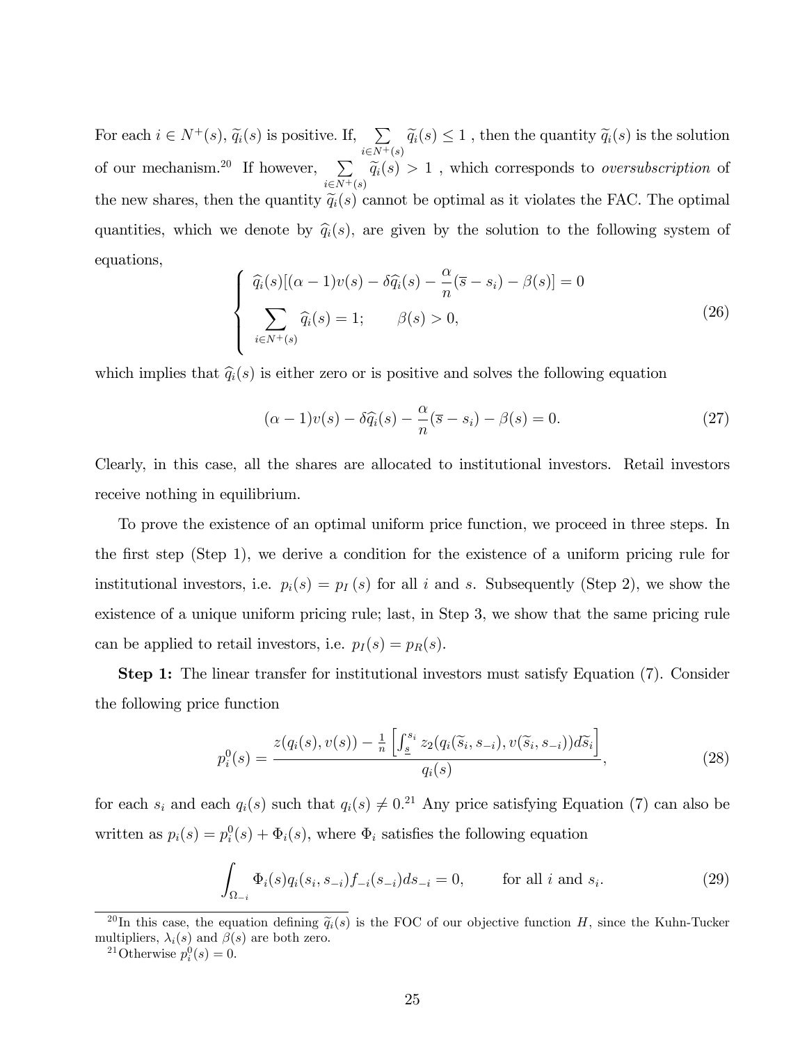For each $i \in N^+(s)$, $\widetilde{q}_i(s)$ is positive. If, $\sum_{i \in N^+(s)} \widetilde{q}_i(s) \leq 1$ , then the quantity $\widetilde{q}_i(s)$ is the solution of our mechanism.[20] If however, $\sum_{i \in N^+(s)} \widetilde{q}_i(s) > 1$ , which corresponds to *oversubscription* of the new shares, then the quantity $\widetilde{q}_i(s)$ cannot be optimal as it violates the FAC. The optimal quantities, which we denote by $\widehat{q}_i(s)$, are given by the solution to the following system of equations,

$$\begin{cases} \widehat{q}_i(s)[(\alpha - 1)v(s) - \delta \widehat{q}_i(s) - \dfrac{\alpha}{n}(\overline{s} - s_i) - \beta(s)] = 0 \\ \displaystyle\sum_{i \in N^+(s)} \widehat{q}_i(s) = 1; \qquad \beta(s) > 0, \end{cases} \tag{26}$$

which implies that $\widehat{q}_i(s)$ is either zero or is positive and solves the following equation

$$(\alpha - 1)v(s) - \delta \widehat{q}_i(s) - \frac{\alpha}{n}(\overline{s} - s_i) - \beta(s) = 0. \tag{27}$$

Clearly, in this case, all the shares are allocated to institutional investors. Retail investors receive nothing in equilibrium.

To prove the existence of an optimal uniform price function, we proceed in three steps. In the first step (Step 1), we derive a condition for the existence of a uniform pricing rule for institutional investors, i.e. $p_i(s) = p_I(s)$ for all $i$ and $s$. Subsequently (Step 2), we show the existence of a unique uniform pricing rule; last, in Step 3, we show that the same pricing rule can be applied to retail investors, i.e. $p_I(s) = p_R(s)$.

**Step 1:** The linear transfer for institutional investors must satisfy Equation (7). Consider the following price function

$$p_i^0(s) = \frac{z(q_i(s), v(s)) - \frac{1}{n}\left[\int_{\underline{s}}^{s_i} z_2(q_i(\widetilde{s}_i, s_{-i}), v(\widetilde{s}_i, s_{-i}))d\widetilde{s}_i\right]}{q_i(s)}, \tag{28}$$

for each $s_i$ and each $q_i(s)$ such that $q_i(s) \neq 0$.[21] Any price satisfying Equation (7) can also be written as $p_i(s) = p_i^0(s) + \Phi_i(s)$, where $\Phi_i$ satisfies the following equation

$$\int_{\Omega_{-i}} \Phi_i(s) q_i(s_i, s_{-i}) f_{-i}(s_{-i}) ds_{-i} = 0, \qquad \text{for all } i \text{ and } s_i. \tag{29}$$

[20] In this case, the equation defining $\widetilde{q}_i(s)$ is the FOC of our objective function $H$, since the Kuhn-Tucker multipliers, $\lambda_i(s)$ and $\beta(s)$ are both zero.

[21] Otherwise $p_i^0(s) = 0$.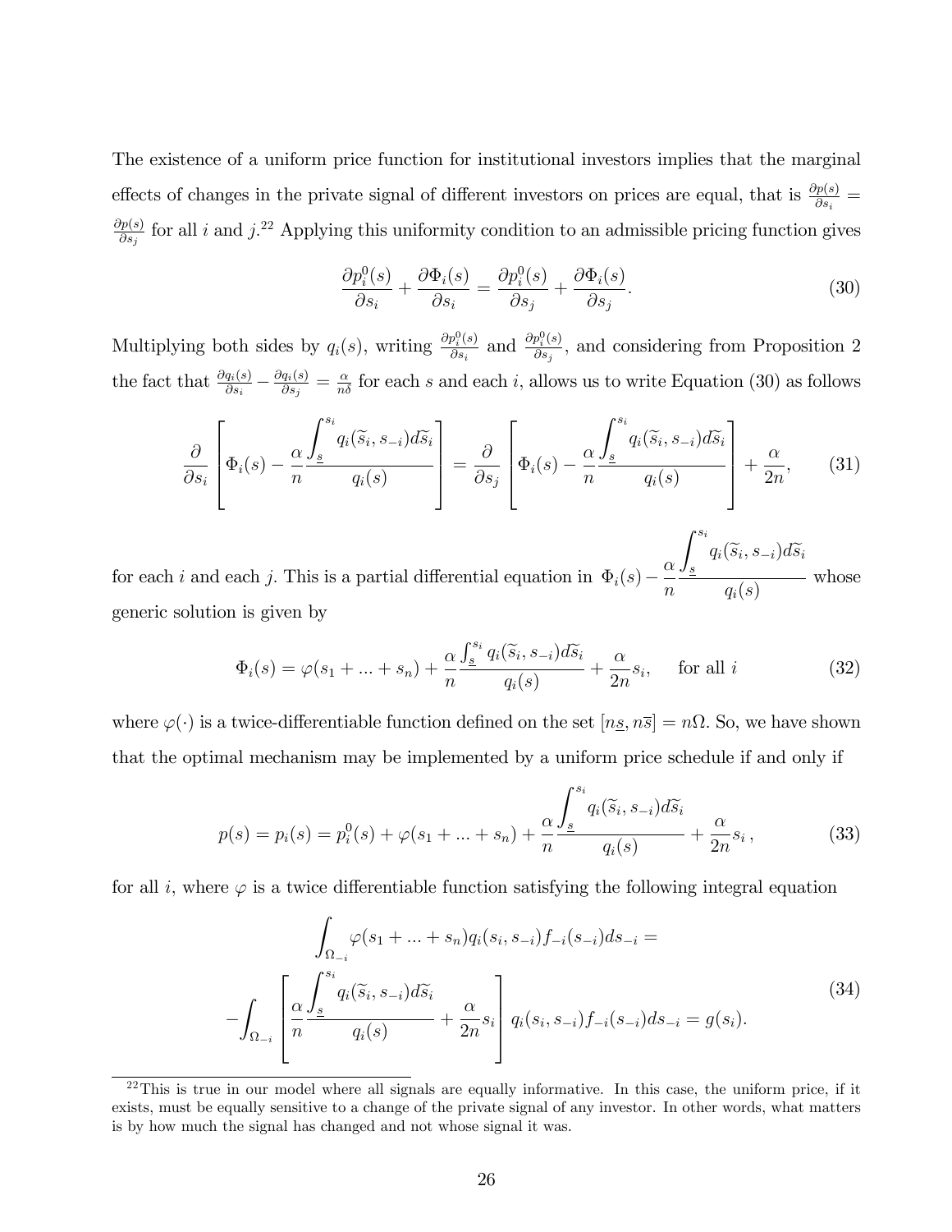The existence of a uniform price function for institutional investors implies that the marginal effects of changes in the private signal of different investors on prices are equal, that is $\frac{\partial p(s)}{\partial s_i} = \frac{\partial p(s)}{\partial s_j}$ for all $i$ and $j$.[22] Applying this uniformity condition to an admissible pricing function gives

$$\frac{\partial p_i^0(s)}{\partial s_i} + \frac{\partial \Phi_i(s)}{\partial s_i} = \frac{\partial p_i^0(s)}{\partial s_j} + \frac{\partial \Phi_i(s)}{\partial s_j}. \tag{30}$$

Multiplying both sides by $q_i(s)$, writing $\frac{\partial p_i^0(s)}{\partial s_i}$ and $\frac{\partial p_i^0(s)}{\partial s_j}$, and considering from Proposition 2 the fact that $\frac{\partial q_i(s)}{\partial s_i} - \frac{\partial q_i(s)}{\partial s_j} = \frac{\alpha}{n\delta}$ for each $s$ and each $i$, allows us to write Equation (30) as follows

$$\frac{\partial}{\partial s_i}\left[\Phi_i(s) - \frac{\alpha}{n}\frac{\int_{\underline{s}}^{s_i} q_i(\widetilde{s}_i, s_{-i})d\widetilde{s}_i}{q_i(s)}\right] = \frac{\partial}{\partial s_j}\left[\Phi_i(s) - \frac{\alpha}{n}\frac{\int_{\underline{s}}^{s_i} q_i(\widetilde{s}_i, s_{-i})d\widetilde{s}_i}{q_i(s)}\right] + \frac{\alpha}{2n}, \tag{31}$$

for each $i$ and each $j$. This is a partial differential equation in $\Phi_i(s) - \frac{\alpha}{n}\frac{\int_{\underline{s}}^{s_i} q_i(\widetilde{s}_i, s_{-i})d\widetilde{s}_i}{q_i(s)}$ whose generic solution is given by

$$\Phi_i(s) = \varphi(s_1 + ... + s_n) + \frac{\alpha}{n}\frac{\int_{\underline{s}}^{s_i} q_i(\widetilde{s}_i, s_{-i})d\widetilde{s}_i}{q_i(s)} + \frac{\alpha}{2n}s_i, \quad \text{for all } i \tag{32}$$

where $\varphi(\cdot)$ is a twice-differentiable function defined on the set $[n\underline{s}, n\overline{s}] = n\Omega$. So, we have shown that the optimal mechanism may be implemented by a uniform price schedule if and only if

$$p(s) = p_i(s) = p_i^0(s) + \varphi(s_1 + ... + s_n) + \frac{\alpha}{n}\frac{\int_{\underline{s}}^{s_i} q_i(\widetilde{s}_i, s_{-i})d\widetilde{s}_i}{q_i(s)} + \frac{\alpha}{2n}s_i\,, \tag{33}$$

for all $i$, where $\varphi$ is a twice differentiable function satisfying the following integral equation

$$\begin{gathered}\int_{\Omega_{-i}} \varphi(s_1 + ... + s_n)q_i(s_i, s_{-i})f_{-i}(s_{-i})ds_{-i} = \\ -\int_{\Omega_{-i}}\left[\frac{\alpha}{n}\frac{\int_{\underline{s}}^{s_i} q_i(\widetilde{s}_i, s_{-i})d\widetilde{s}_i}{q_i(s)} + \frac{\alpha}{2n}s_i\right] q_i(s_i, s_{-i})f_{-i}(s_{-i})ds_{-i} = g(s_i).\end{gathered} \tag{34}$$

[22] This is true in our model where all signals are equally informative. In this case, the uniform price, if it exists, must be equally sensitive to a change of the private signal of any investor. In other words, what matters is by how much the signal has changed and not whose signal it was.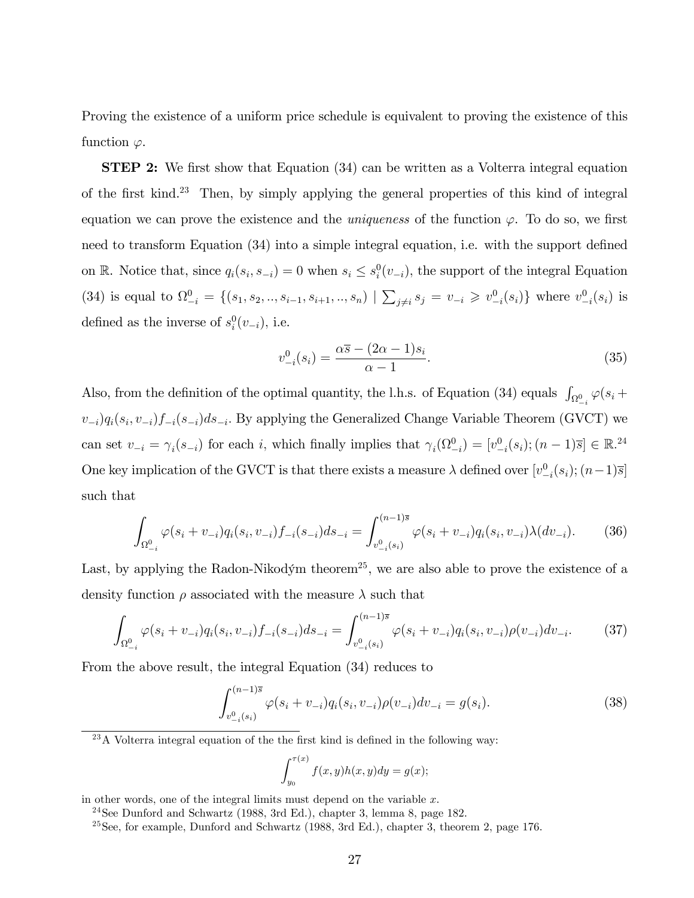Proving the existence of a uniform price schedule is equivalent to proving the existence of this function $\varphi$.

**STEP 2:** We first show that Equation (34) can be written as a Volterra integral equation of the first kind.[23] Then, by simply applying the general properties of this kind of integral equation we can prove the existence and the *uniqueness* of the function $\varphi$. To do so, we first need to transform Equation (34) into a simple integral equation, i.e. with the support defined on $\mathbb{R}$. Notice that, since $q_i(s_i, s_{-i}) = 0$ when $s_i \leq s_i^0(v_{-i})$, the support of the integral Equation (34) is equal to $\Omega_{-i}^0 = \{(s_1, s_2, .., s_{i-1}, s_{i+1}, .., s_n) \mid \sum_{j \neq i} s_j = v_{-i} \geqslant v_{-i}^0(s_i)\}$ where $v_{-i}^0(s_i)$ is defined as the inverse of $s_i^0(v_{-i})$, i.e.

$$v_{-i}^0(s_i) = \frac{\alpha \overline{s} - (2\alpha - 1)s_i}{\alpha - 1}. \tag{35}$$

Also, from the definition of the optimal quantity, the l.h.s. of Equation (34) equals $\int_{\Omega_{-i}^0} \varphi(s_i + v_{-i}) q_i(s_i, v_{-i}) f_{-i}(s_{-i}) ds_{-i}$. By applying the Generalized Change Variable Theorem (GVCT) we can set $v_{-i} = \gamma_i(s_{-i})$ for each $i$, which finally implies that $\gamma_i(\Omega_{-i}^0) = [v_{-i}^0(s_i); (n-1)\overline{s}] \in \mathbb{R}$.[24] One key implication of the GVCT is that there exists a measure $\lambda$ defined over $[v_{-i}^0(s_i); (n-1)\overline{s}]$ such that

$$\int_{\Omega_{-i}^0} \varphi(s_i + v_{-i}) q_i(s_i, v_{-i}) f_{-i}(s_{-i}) ds_{-i} = \int_{v_{-i}^0(s_i)}^{(n-1)\overline{s}} \varphi(s_i + v_{-i}) q_i(s_i, v_{-i}) \lambda(dv_{-i}). \tag{36}$$

Last, by applying the Radon-Nikodým theorem[25], we are also able to prove the existence of a density function $\rho$ associated with the measure $\lambda$ such that

$$\int_{\Omega_{-i}^0} \varphi(s_i + v_{-i}) q_i(s_i, v_{-i}) f_{-i}(s_{-i}) ds_{-i} = \int_{v_{-i}^0(s_i)}^{(n-1)\overline{s}} \varphi(s_i + v_{-i}) q_i(s_i, v_{-i}) \rho(v_{-i}) dv_{-i}. \tag{37}$$

From the above result, the integral Equation (34) reduces to

$$\int_{v_{-i}^0(s_i)}^{(n-1)\overline{s}} \varphi(s_i + v_{-i}) q_i(s_i, v_{-i}) \rho(v_{-i}) dv_{-i} = g(s_i). \tag{38}$$

---

[23] A Volterra integral equation of the the first kind is defined in the following way:

$$\int_{y_0}^{\tau(x)} f(x, y) h(x, y) dy = g(x);$$

in other words, one of the integral limits must depend on the variable $x$.

[24] See Dunford and Schwartz (1988, 3rd Ed.), chapter 3, lemma 8, page 182.

[25] See, for example, Dunford and Schwartz (1988, 3rd Ed.), chapter 3, theorem 2, page 176.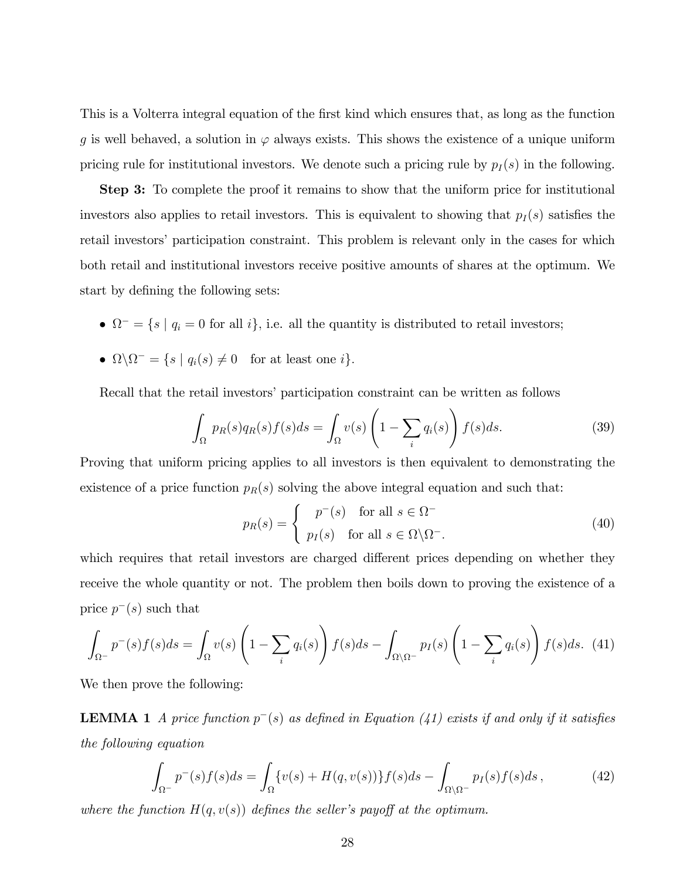This is a Volterra integral equation of the first kind which ensures that, as long as the function $g$ is well behaved, a solution in $\varphi$ always exists. This shows the existence of a unique uniform pricing rule for institutional investors. We denote such a pricing rule by $p_I(s)$ in the following.

**Step 3:** To complete the proof it remains to show that the uniform price for institutional investors also applies to retail investors. This is equivalent to showing that $p_I(s)$ satisfies the retail investors' participation constraint. This problem is relevant only in the cases for which both retail and institutional investors receive positive amounts of shares at the optimum. We start by defining the following sets:

- $\Omega^- = \{s \mid q_i = 0 \text{ for all } i\}$, i.e. all the quantity is distributed to retail investors;
- $\Omega \backslash \Omega^- = \{s \mid q_i(s) \neq 0 \quad \text{for at least one } i\}$.

Recall that the retail investors' participation constraint can be written as follows

$$\int_{\Omega} p_R(s) q_R(s) f(s) ds = \int_{\Omega} v(s) \left(1 - \sum_i q_i(s)\right) f(s) ds. \tag{39}$$

Proving that uniform pricing applies to all investors is then equivalent to demonstrating the existence of a price function $p_R(s)$ solving the above integral equation and such that:

$$p_R(s) = \begin{cases} p^-(s) & \text{for all } s \in \Omega^- \\ p_I(s) & \text{for all } s \in \Omega \backslash \Omega^-. \end{cases} \tag{40}$$

which requires that retail investors are charged different prices depending on whether they receive the whole quantity or not. The problem then boils down to proving the existence of a price $p^-(s)$ such that

$$\int_{\Omega^-} p^-(s) f(s) ds = \int_{\Omega} v(s) \left(1 - \sum_i q_i(s)\right) f(s) ds - \int_{\Omega \backslash \Omega^-} p_I(s) \left(1 - \sum_i q_i(s)\right) f(s) ds. \tag{41}$$

We then prove the following:

**LEMMA 1** *A price function $p^-(s)$ as defined in Equation (41) exists if and only if it satisfies the following equation*

$$\int_{\Omega^-} p^-(s) f(s) ds = \int_{\Omega} \{v(s) + H(q, v(s))\} f(s) ds - \int_{\Omega \backslash \Omega^-} p_I(s) f(s) ds \,, \tag{42}$$

*where the function $H(q, v(s))$ defines the seller's payoff at the optimum.*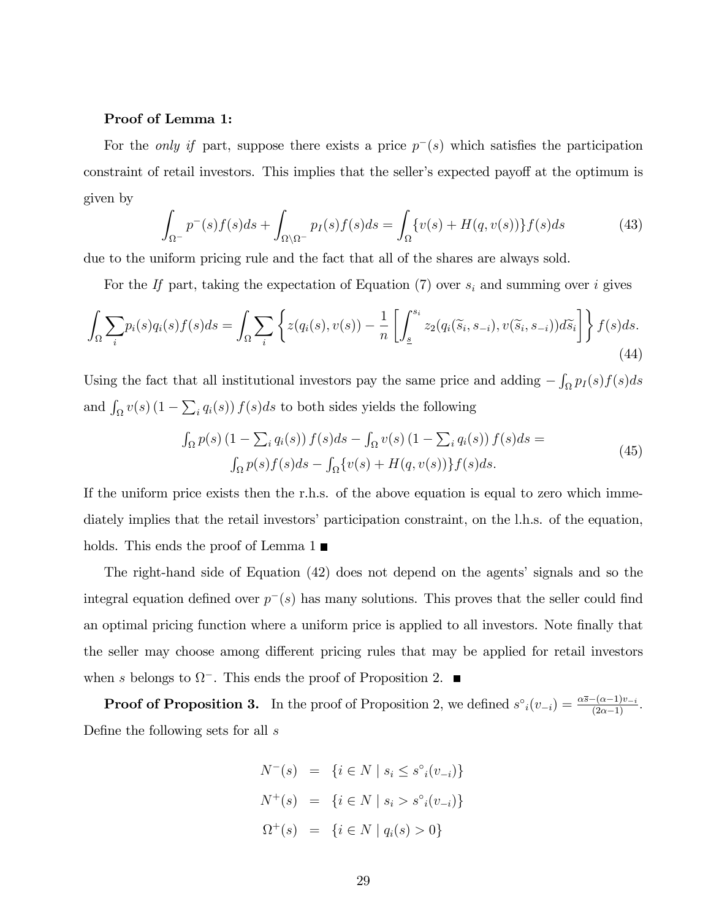**Proof of Lemma 1:**

For the *only if* part, suppose there exists a price $p^{-}(s)$ which satisfies the participation constraint of retail investors. This implies that the seller's expected payoff at the optimum is given by

$$\int_{\Omega^{-}} p^{-}(s)f(s)ds + \int_{\Omega\setminus\Omega^{-}} p_I(s)f(s)ds = \int_{\Omega}\{v(s) + H(q, v(s))\}f(s)ds \tag{43}$$

due to the uniform pricing rule and the fact that all of the shares are always sold.

For the *If* part, taking the expectation of Equation (7) over $s_i$ and summing over $i$ gives

$$\int_{\Omega}\sum_i p_i(s)q_i(s)f(s)ds = \int_{\Omega}\sum_i \left\{ z(q_i(s), v(s)) - \frac{1}{n}\left[\int_{\underline{s}}^{s_i} z_2(q_i(\widetilde{s}_i, s_{-i}), v(\widetilde{s}_i, s_{-i}))d\widetilde{s}_i\right]\right\} f(s)ds. \tag{44}$$

Using the fact that all institutional investors pay the same price and adding $-\int_{\Omega} p_I(s)f(s)ds$ and $\int_{\Omega} v(s)\left(1 - \sum_i q_i(s)\right)f(s)ds$ to both sides yields the following

$$\begin{gathered}\int_{\Omega} p(s)\left(1 - \sum_i q_i(s)\right)f(s)ds - \int_{\Omega} v(s)\left(1 - \sum_i q_i(s)\right)f(s)ds = \\ \int_{\Omega} p(s)f(s)ds - \int_{\Omega}\{v(s) + H(q, v(s))\}f(s)ds.\end{gathered} \tag{45}$$

If the uniform price exists then the r.h.s. of the above equation is equal to zero which immediately implies that the retail investors' participation constraint, on the l.h.s. of the equation, holds. This ends the proof of Lemma 1 ■

The right-hand side of Equation (42) does not depend on the agents' signals and so the integral equation defined over $p^{-}(s)$ has many solutions. This proves that the seller could find an optimal pricing function where a uniform price is applied to all investors. Note finally that the seller may choose among different pricing rules that may be applied for retail investors when $s$ belongs to $\Omega^{-}$. This ends the proof of Proposition 2. ■

**Proof of Proposition 3.** In the proof of Proposition 2, we defined ${s^{\circ}}_i(v_{-i}) = \frac{\alpha\overline{s} - (\alpha-1)v_{-i}}{(2\alpha-1)}$. Define the following sets for all $s$

$$\begin{aligned} N^{-}(s) &= \{i \in N \mid s_i \leq {s^{\circ}}_i(v_{-i})\} \\ N^{+}(s) &= \{i \in N \mid s_i > {s^{\circ}}_i(v_{-i})\} \\ \Omega^{+}(s) &= \{i \in N \mid q_i(s) > 0\} \end{aligned}$$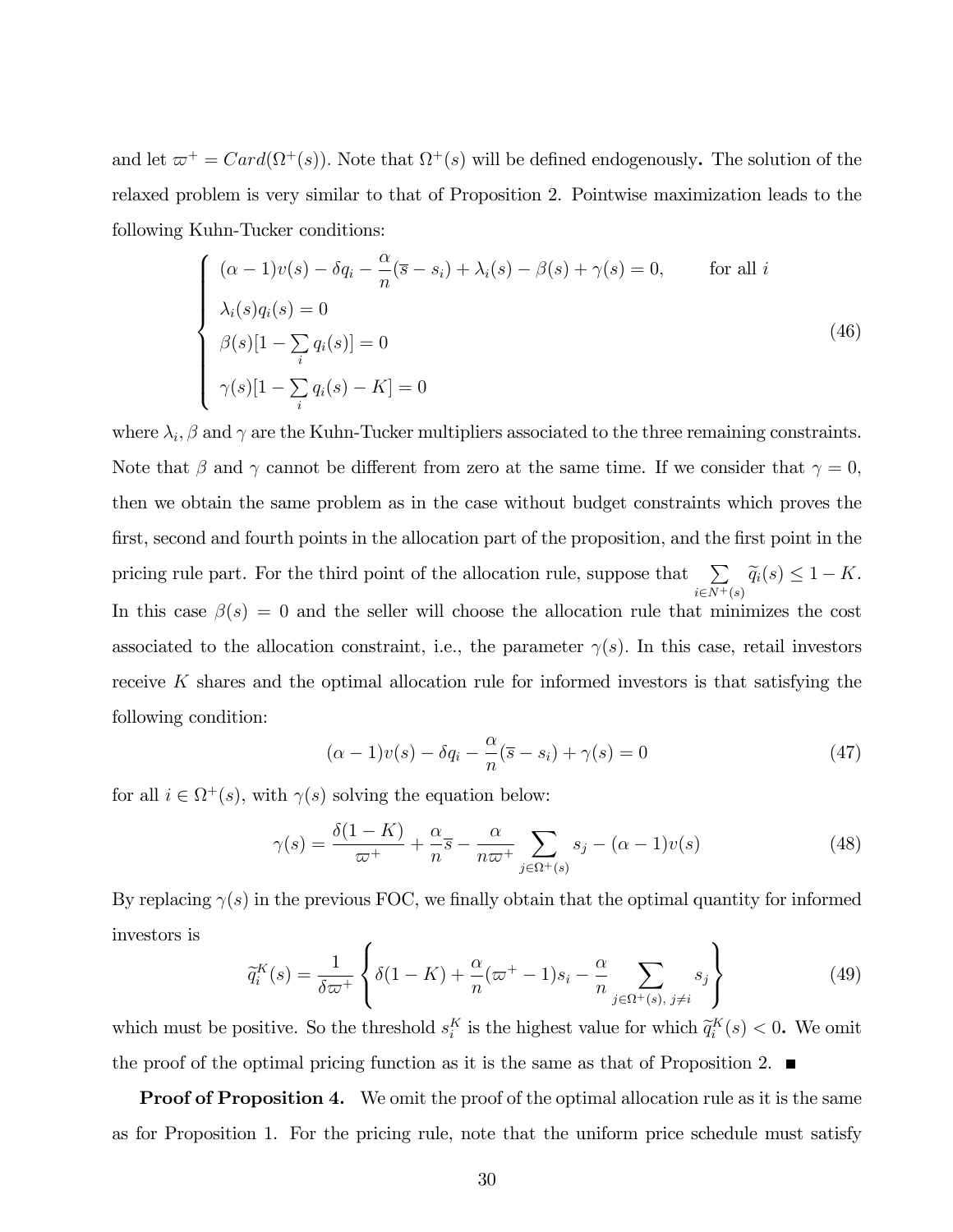and let $\varpi^+ = Card(\Omega^+(s))$. Note that $\Omega^+(s)$ will be defined endogenously**.** The solution of the relaxed problem is very similar to that of Proposition 2. Pointwise maximization leads to the following Kuhn-Tucker conditions:

$$
\begin{cases}
(\alpha - 1)v(s) - \delta q_i - \dfrac{\alpha}{n}(\overline{s} - s_i) + \lambda_i(s) - \beta(s) + \gamma(s) = 0, & \text{for all } i \\
\lambda_i(s) q_i(s) = 0 \\
\beta(s)[1 - \sum\limits_i q_i(s)] = 0 \\
\gamma(s)[1 - \sum\limits_i q_i(s) - K] = 0
\end{cases}
\tag{46}
$$

where $\lambda_i, \beta$ and $\gamma$ are the Kuhn-Tucker multipliers associated to the three remaining constraints. Note that $\beta$ and $\gamma$ cannot be different from zero at the same time. If we consider that $\gamma = 0$, then we obtain the same problem as in the case without budget constraints which proves the first, second and fourth points in the allocation part of the proposition, and the first point in the pricing rule part. For the third point of the allocation rule, suppose that $\sum\limits_{i \in N^+(s)} \widetilde{q}_i(s) \leq 1 - K$. In this case $\beta(s) = 0$ and the seller will choose the allocation rule that minimizes the cost associated to the allocation constraint, i.e., the parameter $\gamma(s)$. In this case, retail investors receive $K$ shares and the optimal allocation rule for informed investors is that satisfying the following condition:

$$
(\alpha - 1)v(s) - \delta q_i - \frac{\alpha}{n}(\overline{s} - s_i) + \gamma(s) = 0 \tag{47}
$$

for all $i \in \Omega^+(s)$, with $\gamma(s)$ solving the equation below:

$$
\gamma(s) = \frac{\delta(1-K)}{\varpi^+} + \frac{\alpha}{n}\overline{s} - \frac{\alpha}{n\varpi^+} \sum_{j \in \Omega^+(s)} s_j - (\alpha - 1)v(s) \tag{48}
$$

By replacing $\gamma(s)$ in the previous FOC, we finally obtain that the optimal quantity for informed investors is

$$
\widetilde{q}_i^K(s) = \frac{1}{\delta \varpi^+} \left\{ \delta(1-K) + \frac{\alpha}{n}(\varpi^+ - 1)s_i - \frac{\alpha}{n} \sum_{j \in \Omega^+(s),\, j \neq i} s_j \right\} \tag{49}
$$

which must be positive. So the threshold $s_i^K$ is the highest value for which $\widetilde{q}_i^K(s) < 0$**.** We omit the proof of the optimal pricing function as it is the same as that of Proposition 2. ■

**Proof of Proposition 4.** We omit the proof of the optimal allocation rule as it is the same as for Proposition 1. For the pricing rule, note that the uniform price schedule must satisfy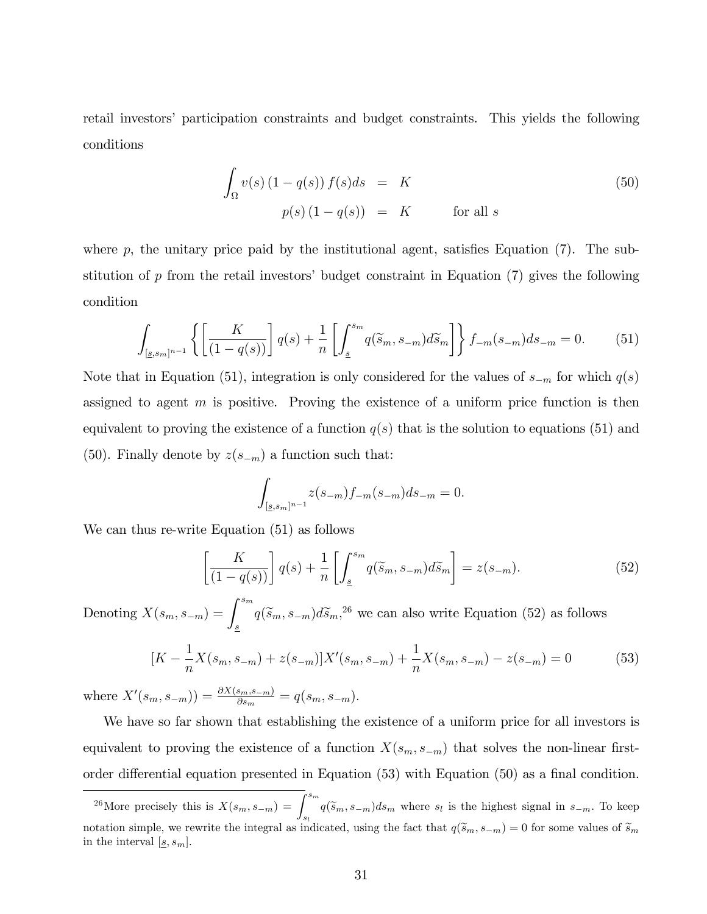retail investors' participation constraints and budget constraints. This yields the following conditions

$$
\begin{aligned}
\int_{\Omega} v(s)\,(1-q(s))\,f(s)ds &= K \\
p(s)\,(1-q(s)) &= K \qquad \text{for all } s
\end{aligned}
\tag{50}
$$

where $p$, the unitary price paid by the institutional agent, satisfies Equation (7). The substitution of $p$ from the retail investors' budget constraint in Equation (7) gives the following condition

$$
\int_{[\underline{s},s_m]^{n-1}} \left\{ \left[\frac{K}{(1-q(s))}\right] q(s) + \frac{1}{n}\left[\int_{\underline{s}}^{s_m} q(\widetilde{s}_m, s_{-m})d\widetilde{s}_m\right] \right\} f_{-m}(s_{-m})ds_{-m} = 0. \tag{51}
$$

Note that in Equation (51), integration is only considered for the values of $s_{-m}$ for which $q(s)$ assigned to agent $m$ is positive. Proving the existence of a uniform price function is then equivalent to proving the existence of a function $q(s)$ that is the solution to equations (51) and (50). Finally denote by $z(s_{-m})$ a function such that:

$$
\int_{[\underline{s},s_m]^{n-1}} z(s_{-m})f_{-m}(s_{-m})ds_{-m} = 0.
$$

We can thus re-write Equation (51) as follows

$$
\left[\frac{K}{(1-q(s))}\right] q(s) + \frac{1}{n}\left[\int_{\underline{s}}^{s_m} q(\widetilde{s}_m, s_{-m})d\widetilde{s}_m\right] = z(s_{-m}). \tag{52}
$$

Denoting $X(s_m, s_{-m}) = \displaystyle\int_{\underline{s}}^{s_m} q(\widetilde{s}_m, s_{-m})d\widetilde{s}_m$,[26] we can also write Equation (52) as follows

$$
[K - \frac{1}{n}X(s_m, s_{-m}) + z(s_{-m})]X'(s_m, s_{-m}) + \frac{1}{n}X(s_m, s_{-m}) - z(s_{-m}) = 0 \tag{53}
$$

where $X'(s_m, s_{-m})) = \frac{\partial X(s_m, s_{-m})}{\partial s_m} = q(s_m, s_{-m})$.

We have so far shown that establishing the existence of a uniform price for all investors is equivalent to proving the existence of a function $X(s_m, s_{-m})$ that solves the non-linear first-order differential equation presented in Equation (53) with Equation (50) as a final condition.

[26] More precisely this is $X(s_m, s_{-m}) = \displaystyle\int_{s_l}^{s_m} q(\widetilde{s}_m, s_{-m})ds_m$ where $s_l$ is the highest signal in $s_{-m}$. To keep notation simple, we rewrite the integral as indicated, using the fact that $q(\widetilde{s}_m, s_{-m}) = 0$ for some values of $\widetilde{s}_m$ in the interval $[\underline{s}, s_m]$.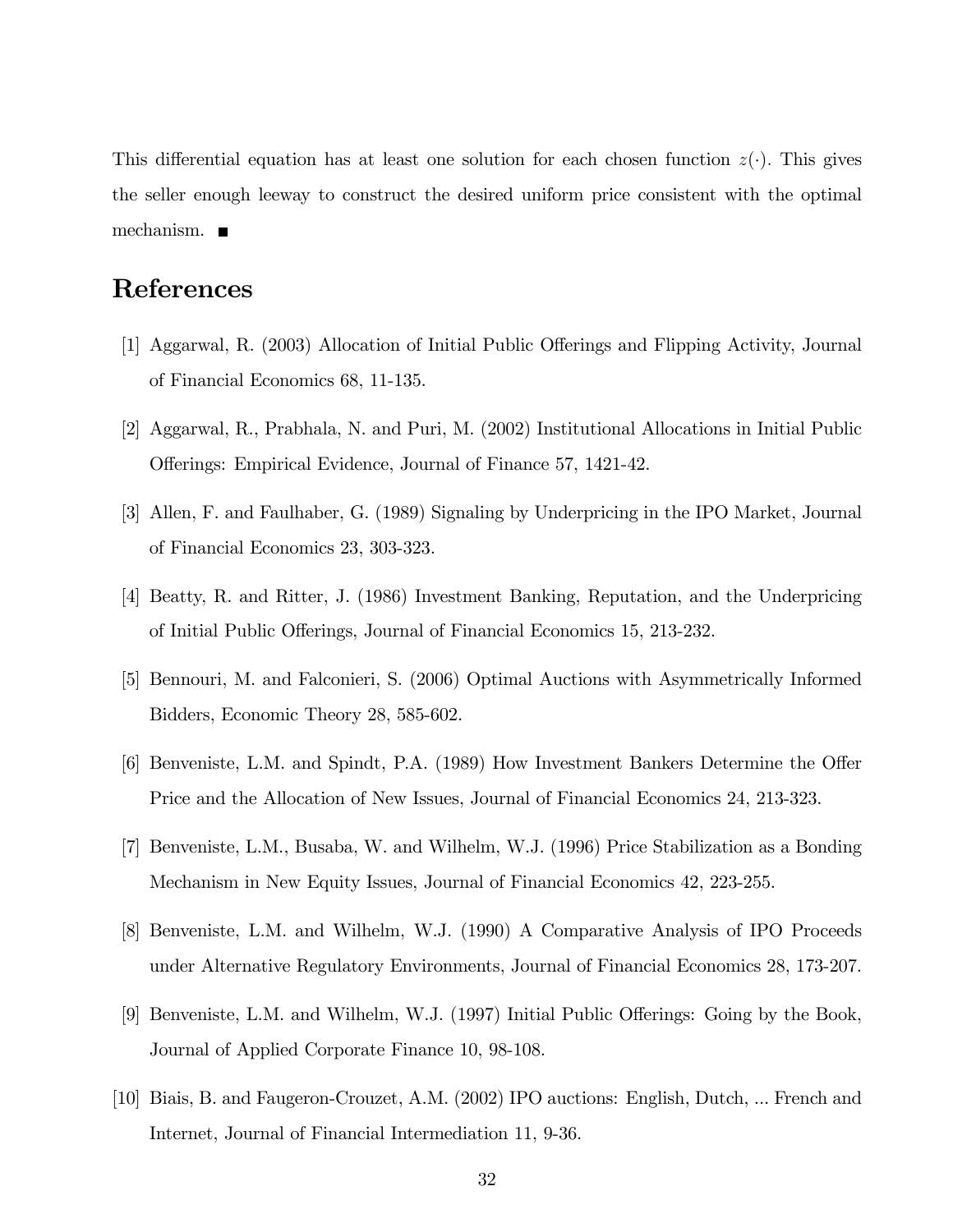This differential equation has at least one solution for each chosen function $z(\cdot)$. This gives the seller enough leeway to construct the desired uniform price consistent with the optimal mechanism. ■

# References

[1] Aggarwal, R. (2003) Allocation of Initial Public Offerings and Flipping Activity, Journal of Financial Economics 68, 11-135.

[2] Aggarwal, R., Prabhala, N. and Puri, M. (2002) Institutional Allocations in Initial Public Offerings: Empirical Evidence, Journal of Finance 57, 1421-42.

[3] Allen, F. and Faulhaber, G. (1989) Signaling by Underpricing in the IPO Market, Journal of Financial Economics 23, 303-323.

[4] Beatty, R. and Ritter, J. (1986) Investment Banking, Reputation, and the Underpricing of Initial Public Offerings, Journal of Financial Economics 15, 213-232.

[5] Bennouri, M. and Falconieri, S. (2006) Optimal Auctions with Asymmetrically Informed Bidders, Economic Theory 28, 585-602.

[6] Benveniste, L.M. and Spindt, P.A. (1989) How Investment Bankers Determine the Offer Price and the Allocation of New Issues, Journal of Financial Economics 24, 213-323.

[7] Benveniste, L.M., Busaba, W. and Wilhelm, W.J. (1996) Price Stabilization as a Bonding Mechanism in New Equity Issues, Journal of Financial Economics 42, 223-255.

[8] Benveniste, L.M. and Wilhelm, W.J. (1990) A Comparative Analysis of IPO Proceeds under Alternative Regulatory Environments, Journal of Financial Economics 28, 173-207.

[9] Benveniste, L.M. and Wilhelm, W.J. (1997) Initial Public Offerings: Going by the Book, Journal of Applied Corporate Finance 10, 98-108.

[10] Biais, B. and Faugeron-Crouzet, A.M. (2002) IPO auctions: English, Dutch, ... French and Internet, Journal of Financial Intermediation 11, 9-36.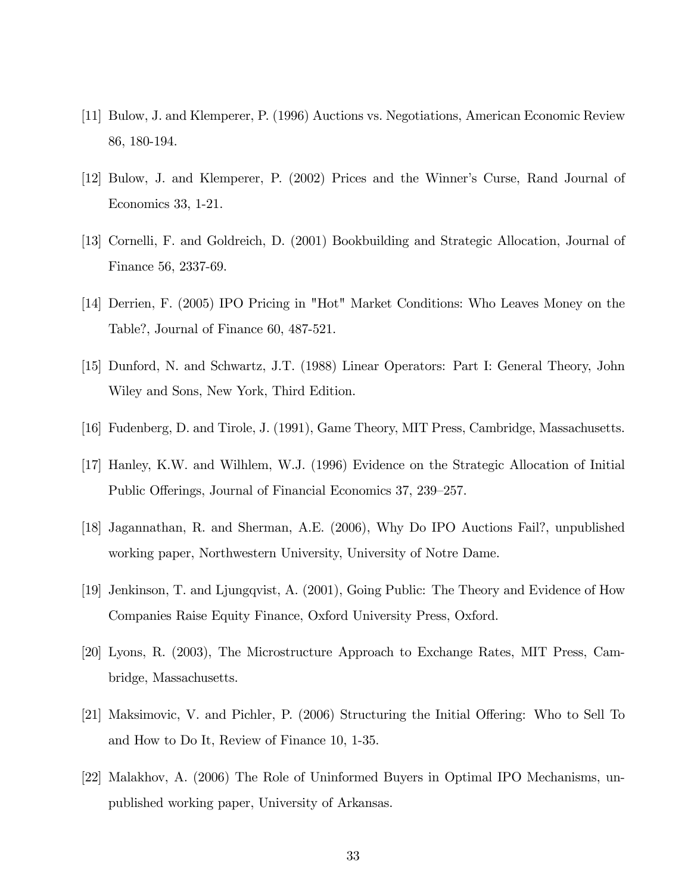[11] Bulow, J. and Klemperer, P. (1996) Auctions vs. Negotiations, American Economic Review 86, 180-194.

[12] Bulow, J. and Klemperer, P. (2002) Prices and the Winner's Curse, Rand Journal of Economics 33, 1-21.

[13] Cornelli, F. and Goldreich, D. (2001) Bookbuilding and Strategic Allocation, Journal of Finance 56, 2337-69.

[14] Derrien, F. (2005) IPO Pricing in "Hot" Market Conditions: Who Leaves Money on the Table?, Journal of Finance 60, 487-521.

[15] Dunford, N. and Schwartz, J.T. (1988) Linear Operators: Part I: General Theory, John Wiley and Sons, New York, Third Edition.

[16] Fudenberg, D. and Tirole, J. (1991), Game Theory, MIT Press, Cambridge, Massachusetts.

[17] Hanley, K.W. and Wilhlem, W.J. (1996) Evidence on the Strategic Allocation of Initial Public Offerings, Journal of Financial Economics 37, 239–257.

[18] Jagannathan, R. and Sherman, A.E. (2006), Why Do IPO Auctions Fail?, unpublished working paper, Northwestern University, University of Notre Dame.

[19] Jenkinson, T. and Ljungqvist, A. (2001), Going Public: The Theory and Evidence of How Companies Raise Equity Finance, Oxford University Press, Oxford.

[20] Lyons, R. (2003), The Microstructure Approach to Exchange Rates, MIT Press, Cambridge, Massachusetts.

[21] Maksimovic, V. and Pichler, P. (2006) Structuring the Initial Offering: Who to Sell To and How to Do It, Review of Finance 10, 1-35.

[22] Malakhov, A. (2006) The Role of Uninformed Buyers in Optimal IPO Mechanisms, unpublished working paper, University of Arkansas.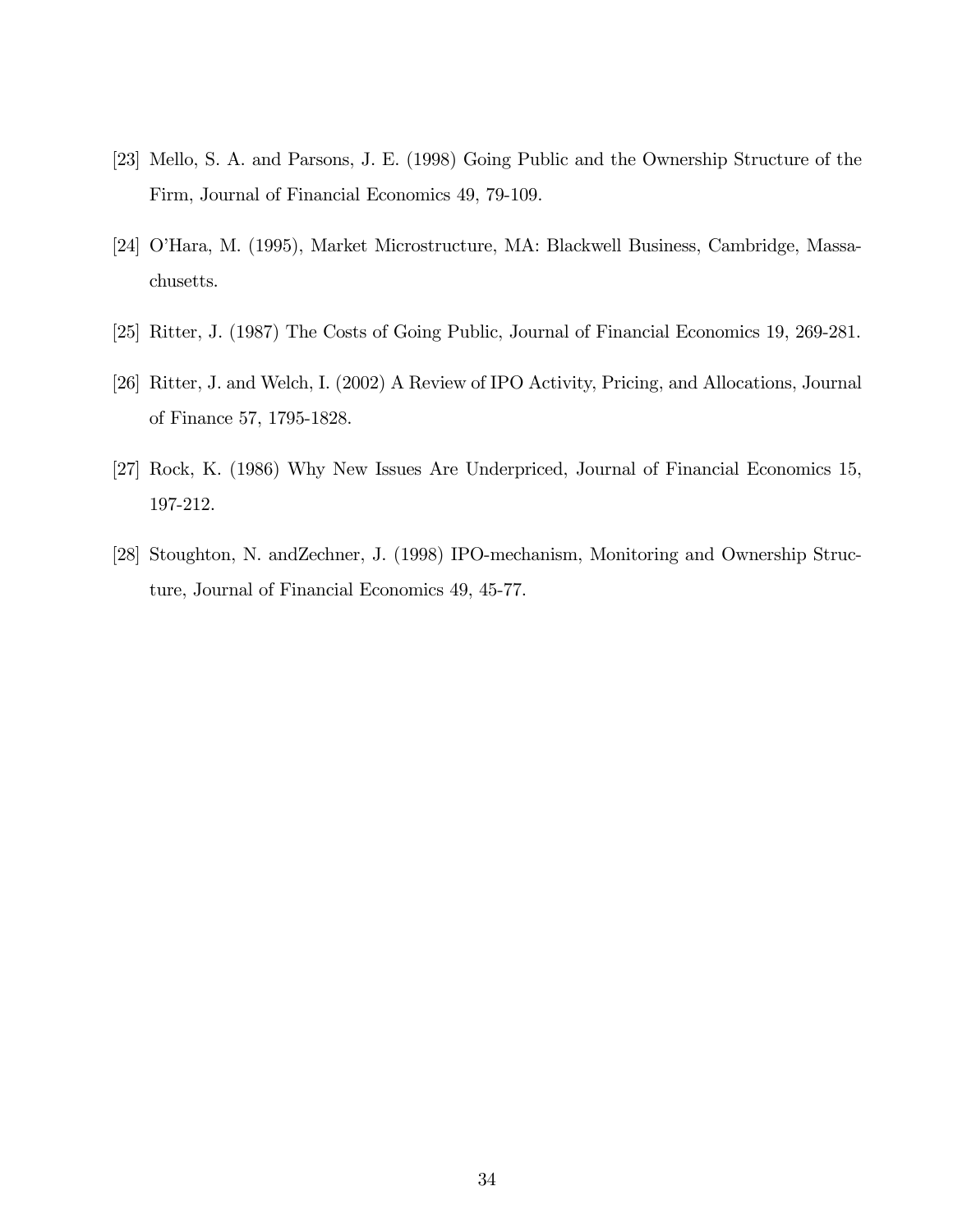[23] Mello, S. A. and Parsons, J. E. (1998) Going Public and the Ownership Structure of the Firm, Journal of Financial Economics 49, 79-109.

[24] O'Hara, M. (1995), Market Microstructure, MA: Blackwell Business, Cambridge, Massachusetts.

[25] Ritter, J. (1987) The Costs of Going Public, Journal of Financial Economics 19, 269-281.

[26] Ritter, J. and Welch, I. (2002) A Review of IPO Activity, Pricing, and Allocations, Journal of Finance 57, 1795-1828.

[27] Rock, K. (1986) Why New Issues Are Underpriced, Journal of Financial Economics 15, 197-212.

[28] Stoughton, N. andZechner, J. (1998) IPO-mechanism, Monitoring and Ownership Structure, Journal of Financial Economics 49, 45-77.